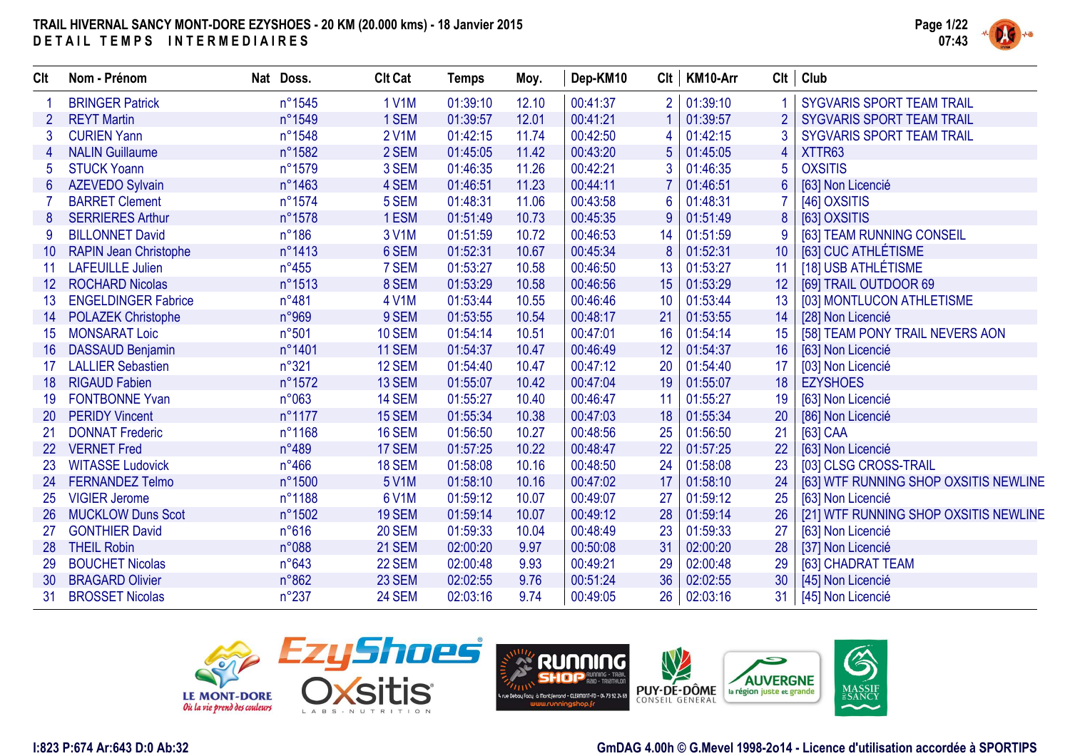# TRAIL HIVERNAL SANCY MONT-DORE EZYSHOES - 20 KM (20.000 kms) - 18 Janvier 2015

## DETAIL TEMPS INTERMEDIAIRES

| Clt | Nom - Prénom | Nat | Doss. | Clt Cat | Temps | Moy. | Dep-KM10 | Clt | KM10-Arr | Clt | Club |
|---|---|---|---|---|---|---|---|---|---|---|---|
| 1 | BRINGER Patrick | | n°1545 | 1 V1M | 01:39:10 | 12.10 | 00:41:37 | 2 | 01:39:10 | 1 | SYGVARIS SPORT TEAM TRAIL |
| 2 | REYT Martin | | n°1549 | 1 SEM | 01:39:57 | 12.01 | 00:41:21 | 1 | 01:39:57 | 2 | SYGVARIS SPORT TEAM TRAIL |
| 3 | CURIEN Yann | | n°1548 | 2 V1M | 01:42:15 | 11.74 | 00:42:50 | 4 | 01:42:15 | 3 | SYGVARIS SPORT TEAM TRAIL |
| 4 | NALIN Guillaume | | n°1582 | 2 SEM | 01:45:05 | 11.42 | 00:43:20 | 5 | 01:45:05 | 4 | XTTR63 |
| 5 | STUCK Yoann | | n°1579 | 3 SEM | 01:46:35 | 11.26 | 00:42:21 | 3 | 01:46:35 | 5 | OXSITIS |
| 6 | AZEVEDO Sylvain | | n°1463 | 4 SEM | 01:46:51 | 11.23 | 00:44:11 | 7 | 01:46:51 | 6 | [63] Non Licencié |
| 7 | BARRET Clement | | n°1574 | 5 SEM | 01:48:31 | 11.06 | 00:43:58 | 6 | 01:48:31 | 7 | [46] OXSITIS |
| 8 | SERRIERES Arthur | | n°1578 | 1 ESM | 01:51:49 | 10.73 | 00:45:35 | 9 | 01:51:49 | 8 | [63] OXSITIS |
| 9 | BILLONNET David | | n°186 | 3 V1M | 01:51:59 | 10.72 | 00:46:53 | 14 | 01:51:59 | 9 | [63] TEAM RUNNING CONSEIL |
| 10 | RAPIN Jean Christophe | | n°1413 | 6 SEM | 01:52:31 | 10.67 | 00:45:34 | 8 | 01:52:31 | 10 | [63] CUC ATHLÉTISME |
| 11 | LAFEUILLE Julien | | n°455 | 7 SEM | 01:53:27 | 10.58 | 00:46:50 | 13 | 01:53:27 | 11 | [18] USB ATHLÉTISME |
| 12 | ROCHARD Nicolas | | n°1513 | 8 SEM | 01:53:29 | 10.58 | 00:46:56 | 15 | 01:53:29 | 12 | [69] TRAIL OUTDOOR 69 |
| 13 | ENGELDINGER Fabrice | | n°481 | 4 V1M | 01:53:44 | 10.55 | 00:46:46 | 10 | 01:53:44 | 13 | [03] MONTLUCON ATHLETISME |
| 14 | POLAZEK Christophe | | n°969 | 9 SEM | 01:53:55 | 10.54 | 00:48:17 | 21 | 01:53:55 | 14 | [28] Non Licencié |
| 15 | MONSARAT Loic | | n°501 | 10 SEM | 01:54:14 | 10.51 | 00:47:01 | 16 | 01:54:14 | 15 | [58] TEAM PONY TRAIL NEVERS AON |
| 16 | DASSAUD Benjamin | | n°1401 | 11 SEM | 01:54:37 | 10.47 | 00:46:49 | 12 | 01:54:37 | 16 | [63] Non Licencié |
| 17 | LALLIER Sebastien | | n°321 | 12 SEM | 01:54:40 | 10.47 | 00:47:12 | 20 | 01:54:40 | 17 | [03] Non Licencié |
| 18 | RIGAUD Fabien | | n°1572 | 13 SEM | 01:55:07 | 10.42 | 00:47:04 | 19 | 01:55:07 | 18 | EZYSHOES |
| 19 | FONTBONNE Yvan | | n°063 | 14 SEM | 01:55:27 | 10.40 | 00:46:47 | 11 | 01:55:27 | 19 | [63] Non Licencié |
| 20 | PERIDY Vincent | | n°1177 | 15 SEM | 01:55:34 | 10.38 | 00:47:03 | 18 | 01:55:34 | 20 | [86] Non Licencié |
| 21 | DONNAT Frederic | | n°1168 | 16 SEM | 01:56:50 | 10.27 | 00:48:56 | 25 | 01:56:50 | 21 | [63] CAA |
| 22 | VERNET Fred | | n°489 | 17 SEM | 01:57:25 | 10.22 | 00:48:47 | 22 | 01:57:25 | 22 | [63] Non Licencié |
| 23 | WITASSE Ludovick | | n°466 | 18 SEM | 01:58:08 | 10.16 | 00:48:50 | 24 | 01:58:08 | 23 | [03] CLSG CROSS-TRAIL |
| 24 | FERNANDEZ Telmo | | n°1500 | 5 V1M | 01:58:10 | 10.16 | 00:47:02 | 17 | 01:58:10 | 24 | [63] WTF RUNNING SHOP OXSITIS NEWLINE |
| 25 | VIGIER Jerome | | n°1188 | 6 V1M | 01:59:12 | 10.07 | 00:49:07 | 27 | 01:59:12 | 25 | [63] Non Licencié |
| 26 | MUCKLOW Duns Scot | | n°1502 | 19 SEM | 01:59:14 | 10.07 | 00:49:12 | 28 | 01:59:14 | 26 | [21] WTF RUNNING SHOP OXSITIS NEWLINE |
| 27 | GONTHIER David | | n°616 | 20 SEM | 01:59:33 | 10.04 | 00:48:49 | 23 | 01:59:33 | 27 | [63] Non Licencié |
| 28 | THEIL Robin | | n°088 | 21 SEM | 02:00:20 | 9.97 | 00:50:08 | 31 | 02:00:20 | 28 | [37] Non Licencié |
| 29 | BOUCHET Nicolas | | n°643 | 22 SEM | 02:00:48 | 9.93 | 00:49:21 | 29 | 02:00:48 | 29 | [63] CHADRAT TEAM |
| 30 | BRAGARD Olivier | | n°862 | 23 SEM | 02:02:55 | 9.76 | 00:51:24 | 36 | 02:02:55 | 30 | [45] Non Licencié |
| 31 | BROSSET Nicolas | | n°237 | 24 SEM | 02:03:16 | 9.74 | 00:49:05 | 26 | 02:03:16 | 31 | [45] Non Licencié |

I:823 P:674 Ar:643 D:0 Ab:32

GmDAG 4.00h © G.Mevel 1998-2o14 - Licence d'utilisation accordée à SPORTIPS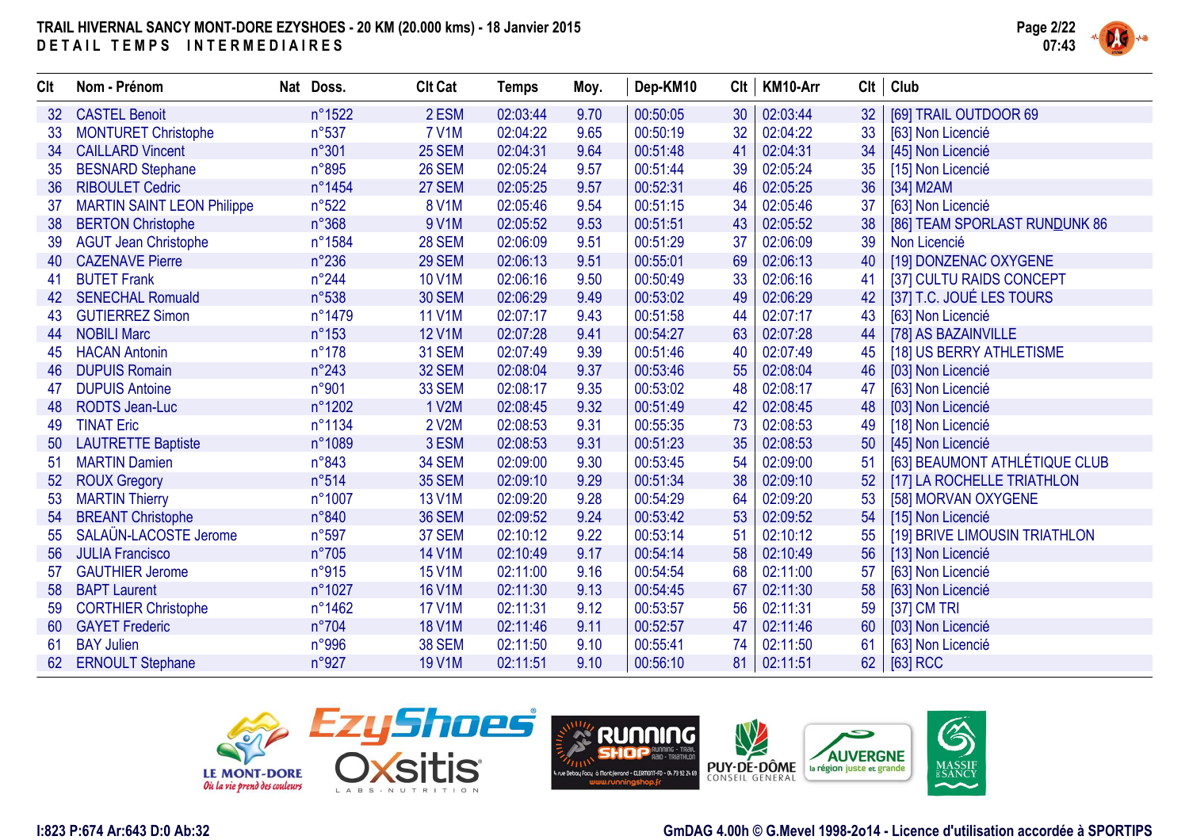# TRAIL HIVERNAL SANCY MONT-DORE EZYSHOES - 20 KM (20.000 kms) - 18 Janvier 2015

## DETAIL TEMPS INTERMEDIAIRES

| Clt | Nom - Prénom | Nat | Doss. | Clt Cat | Temps | Moy. | Dep-KM10 | Clt | KM10-Arr | Clt | Club |
|---|---|---|---|---|---|---|---|---|---|---|---|
| 32 | CASTEL Benoit | | n°1522 | 2 ESM | 02:03:44 | 9.70 | 00:50:05 | 30 | 02:03:44 | 32 | [69] TRAIL OUTDOOR 69 |
| 33 | MONTURET Christophe | | n°537 | 7 V1M | 02:04:22 | 9.65 | 00:50:19 | 32 | 02:04:22 | 33 | [63] Non Licencié |
| 34 | CAILLARD Vincent | | n°301 | 25 SEM | 02:04:31 | 9.64 | 00:51:48 | 41 | 02:04:31 | 34 | [45] Non Licencié |
| 35 | BESNARD Stephane | | n°895 | 26 SEM | 02:05:24 | 9.57 | 00:51:44 | 39 | 02:05:24 | 35 | [15] Non Licencié |
| 36 | RIBOULET Cedric | | n°1454 | 27 SEM | 02:05:25 | 9.57 | 00:52:31 | 46 | 02:05:25 | 36 | [34] M2AM |
| 37 | MARTIN SAINT LEON Philippe | | n°522 | 8 V1M | 02:05:46 | 9.54 | 00:51:15 | 34 | 02:05:46 | 37 | [63] Non Licencié |
| 38 | BERTON Christophe | | n°368 | 9 V1M | 02:05:52 | 9.53 | 00:51:51 | 43 | 02:05:52 | 38 | [86] TEAM SPORLAST RUNDUNK 86 |
| 39 | AGUT Jean Christophe | | n°1584 | 28 SEM | 02:06:09 | 9.51 | 00:51:29 | 37 | 02:06:09 | 39 | Non Licencié |
| 40 | CAZENAVE Pierre | | n°236 | 29 SEM | 02:06:13 | 9.51 | 00:55:01 | 69 | 02:06:13 | 40 | [19] DONZENAC OXYGENE |
| 41 | BUTET Frank | | n°244 | 10 V1M | 02:06:16 | 9.50 | 00:50:49 | 33 | 02:06:16 | 41 | [37] CULTU RAIDS CONCEPT |
| 42 | SENECHAL Romuald | | n°538 | 30 SEM | 02:06:29 | 9.49 | 00:53:02 | 49 | 02:06:29 | 42 | [37] T.C. JOUÉ LES TOURS |
| 43 | GUTIERREZ Simon | | n°1479 | 11 V1M | 02:07:17 | 9.43 | 00:51:58 | 44 | 02:07:17 | 43 | [63] Non Licencié |
| 44 | NOBILI Marc | | n°153 | 12 V1M | 02:07:28 | 9.41 | 00:54:27 | 63 | 02:07:28 | 44 | [78] AS BAZAINVILLE |
| 45 | HACAN Antonin | | n°178 | 31 SEM | 02:07:49 | 9.39 | 00:51:46 | 40 | 02:07:49 | 45 | [18] US BERRY ATHLETISME |
| 46 | DUPUIS Romain | | n°243 | 32 SEM | 02:08:04 | 9.37 | 00:53:46 | 55 | 02:08:04 | 46 | [03] Non Licencié |
| 47 | DUPUIS Antoine | | n°901 | 33 SEM | 02:08:17 | 9.35 | 00:53:02 | 48 | 02:08:17 | 47 | [63] Non Licencié |
| 48 | RODTS Jean-Luc | | n°1202 | 1 V2M | 02:08:45 | 9.32 | 00:51:49 | 42 | 02:08:45 | 48 | [03] Non Licencié |
| 49 | TINAT Eric | | n°1134 | 2 V2M | 02:08:53 | 9.31 | 00:55:35 | 73 | 02:08:53 | 49 | [18] Non Licencié |
| 50 | LAUTRETTE Baptiste | | n°1089 | 3 ESM | 02:08:53 | 9.31 | 00:51:23 | 35 | 02:08:53 | 50 | [45] Non Licencié |
| 51 | MARTIN Damien | | n°843 | 34 SEM | 02:09:00 | 9.30 | 00:53:45 | 54 | 02:09:00 | 51 | [63] BEAUMONT ATHLÉTIQUE CLUB |
| 52 | ROUX Gregory | | n°514 | 35 SEM | 02:09:10 | 9.29 | 00:51:34 | 38 | 02:09:10 | 52 | [17] LA ROCHELLE TRIATHLON |
| 53 | MARTIN Thierry | | n°1007 | 13 V1M | 02:09:20 | 9.28 | 00:54:29 | 64 | 02:09:20 | 53 | [58] MORVAN OXYGENE |
| 54 | BREANT Christophe | | n°840 | 36 SEM | 02:09:52 | 9.24 | 00:53:42 | 53 | 02:09:52 | 54 | [15] Non Licencié |
| 55 | SALAÜN-LACOSTE Jerome | | n°597 | 37 SEM | 02:10:12 | 9.22 | 00:53:14 | 51 | 02:10:12 | 55 | [19] BRIVE LIMOUSIN TRIATHLON |
| 56 | JULIA Francisco | | n°705 | 14 V1M | 02:10:49 | 9.17 | 00:54:14 | 58 | 02:10:49 | 56 | [13] Non Licencié |
| 57 | GAUTHIER Jerome | | n°915 | 15 V1M | 02:11:00 | 9.16 | 00:54:54 | 68 | 02:11:00 | 57 | [63] Non Licencié |
| 58 | BAPT Laurent | | n°1027 | 16 V1M | 02:11:30 | 9.13 | 00:54:45 | 67 | 02:11:30 | 58 | [63] Non Licencié |
| 59 | CORTHIER Christophe | | n°1462 | 17 V1M | 02:11:31 | 9.12 | 00:53:57 | 56 | 02:11:31 | 59 | [37] CM TRI |
| 60 | GAYET Frederic | | n°704 | 18 V1M | 02:11:46 | 9.11 | 00:52:57 | 47 | 02:11:46 | 60 | [03] Non Licencié |
| 61 | BAY Julien | | n°996 | 38 SEM | 02:11:50 | 9.10 | 00:55:41 | 74 | 02:11:50 | 61 | [63] Non Licencié |
| 62 | ERNOULT Stephane | | n°927 | 19 V1M | 02:11:51 | 9.10 | 00:56:10 | 81 | 02:11:51 | 62 | [63] RCC |

I:823 P:674 Ar:643 D:0 Ab:32

GmDAG 4.00h © G.Mevel 1998-2o14 - Licence d'utilisation accordée à SPORTIPS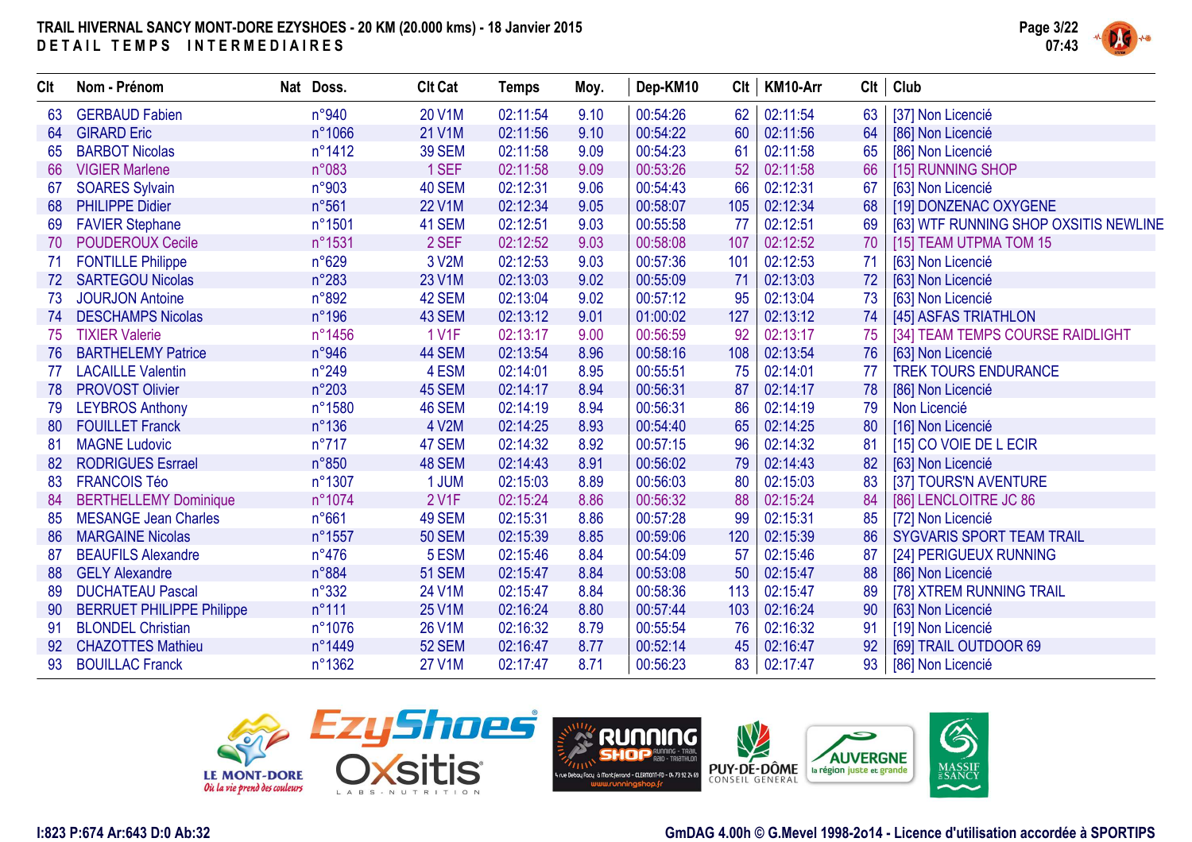**TRAIL HIVERNAL SANCY MONT-DORE EZYSHOES - 20 KM (20.000 kms) - 18 Janvier 2015**

**DETAIL TEMPS INTERMEDIAIRES**

| Clt | Nom - Prénom | Nat | Doss. | Clt Cat | Temps | Moy. | Dep-KM10 | Clt | KM10-Arr | Clt | Club |
|---|---|---|---|---|---|---|---|---|---|---|---|
| 63 | GERBAUD Fabien | | n°940 | 20 V1M | 02:11:54 | 9.10 | 00:54:26 | 62 | 02:11:54 | 63 | [37] Non Licencié |
| 64 | GIRARD Eric | | n°1066 | 21 V1M | 02:11:56 | 9.10 | 00:54:22 | 60 | 02:11:56 | 64 | [86] Non Licencié |
| 65 | BARBOT Nicolas | | n°1412 | 39 SEM | 02:11:58 | 9.09 | 00:54:23 | 61 | 02:11:58 | 65 | [86] Non Licencié |
| 66 | VIGIER Marlene | | n°083 | 1 SEF | 02:11:58 | 9.09 | 00:53:26 | 52 | 02:11:58 | 66 | [15] RUNNING SHOP |
| 67 | SOARES Sylvain | | n°903 | 40 SEM | 02:12:31 | 9.06 | 00:54:43 | 66 | 02:12:31 | 67 | [63] Non Licencié |
| 68 | PHILIPPE Didier | | n°561 | 22 V1M | 02:12:34 | 9.05 | 00:58:07 | 105 | 02:12:34 | 68 | [19] DONZENAC OXYGENE |
| 69 | FAVIER Stephane | | n°1501 | 41 SEM | 02:12:51 | 9.03 | 00:55:58 | 77 | 02:12:51 | 69 | [63] WTF RUNNING SHOP OXSITIS NEWLINE |
| 70 | POUDEROUX Cecile | | n°1531 | 2 SEF | 02:12:52 | 9.03 | 00:58:08 | 107 | 02:12:52 | 70 | [15] TEAM UTPMA TOM 15 |
| 71 | FONTILLE Philippe | | n°629 | 3 V2M | 02:12:53 | 9.03 | 00:57:36 | 101 | 02:12:53 | 71 | [63] Non Licencié |
| 72 | SARTEGOU Nicolas | | n°283 | 23 V1M | 02:13:03 | 9.02 | 00:55:09 | 71 | 02:13:03 | 72 | [63] Non Licencié |
| 73 | JOURJON Antoine | | n°892 | 42 SEM | 02:13:04 | 9.02 | 00:57:12 | 95 | 02:13:04 | 73 | [63] Non Licencié |
| 74 | DESCHAMPS Nicolas | | n°196 | 43 SEM | 02:13:12 | 9.01 | 01:00:02 | 127 | 02:13:12 | 74 | [45] ASFAS TRIATHLON |
| 75 | TIXIER Valerie | | n°1456 | 1 V1F | 02:13:17 | 9.00 | 00:56:59 | 92 | 02:13:17 | 75 | [34] TEAM TEMPS COURSE RAIDLIGHT |
| 76 | BARTHELEMY Patrice | | n°946 | 44 SEM | 02:13:54 | 8.96 | 00:58:16 | 108 | 02:13:54 | 76 | [63] Non Licencié |
| 77 | LACAILLE Valentin | | n°249 | 4 ESM | 02:14:01 | 8.95 | 00:55:51 | 75 | 02:14:01 | 77 | TREK TOURS ENDURANCE |
| 78 | PROVOST Olivier | | n°203 | 45 SEM | 02:14:17 | 8.94 | 00:56:31 | 87 | 02:14:17 | 78 | [86] Non Licencié |
| 79 | LEYBROS Anthony | | n°1580 | 46 SEM | 02:14:19 | 8.94 | 00:56:31 | 86 | 02:14:19 | 79 | Non Licencié |
| 80 | FOUILLET Franck | | n°136 | 4 V2M | 02:14:25 | 8.93 | 00:54:40 | 65 | 02:14:25 | 80 | [16] Non Licencié |
| 81 | MAGNE Ludovic | | n°717 | 47 SEM | 02:14:32 | 8.92 | 00:57:15 | 96 | 02:14:32 | 81 | [15] CO VOIE DE L ECIR |
| 82 | RODRIGUES Esrrael | | n°850 | 48 SEM | 02:14:43 | 8.91 | 00:56:02 | 79 | 02:14:43 | 82 | [63] Non Licencié |
| 83 | FRANCOIS Téo | | n°1307 | 1 JUM | 02:15:03 | 8.89 | 00:56:03 | 80 | 02:15:03 | 83 | [37] TOURS'N AVENTURE |
| 84 | BERTHELLEMY Dominique | | n°1074 | 2 V1F | 02:15:24 | 8.86 | 00:56:32 | 88 | 02:15:24 | 84 | [86] LENCLOITRE JC 86 |
| 85 | MESANGE Jean Charles | | n°661 | 49 SEM | 02:15:31 | 8.86 | 00:57:28 | 99 | 02:15:31 | 85 | [72] Non Licencié |
| 86 | MARGAINE Nicolas | | n°1557 | 50 SEM | 02:15:39 | 8.85 | 00:59:06 | 120 | 02:15:39 | 86 | SYGVARIS SPORT TEAM TRAIL |
| 87 | BEAUFILS Alexandre | | n°476 | 5 ESM | 02:15:46 | 8.84 | 00:54:09 | 57 | 02:15:46 | 87 | [24] PERIGUEUX RUNNING |
| 88 | GELY Alexandre | | n°884 | 51 SEM | 02:15:47 | 8.84 | 00:53:08 | 50 | 02:15:47 | 88 | [86] Non Licencié |
| 89 | DUCHATEAU Pascal | | n°332 | 24 V1M | 02:15:47 | 8.84 | 00:58:36 | 113 | 02:15:47 | 89 | [78] XTREM RUNNING TRAIL |
| 90 | BERRUET PHILIPPE Philippe | | n°111 | 25 V1M | 02:16:24 | 8.80 | 00:57:44 | 103 | 02:16:24 | 90 | [63] Non Licencié |
| 91 | BLONDEL Christian | | n°1076 | 26 V1M | 02:16:32 | 8.79 | 00:55:54 | 76 | 02:16:32 | 91 | [19] Non Licencié |
| 92 | CHAZOTTES Mathieu | | n°1449 | 52 SEM | 02:16:47 | 8.77 | 00:52:14 | 45 | 02:16:47 | 92 | [69] TRAIL OUTDOOR 69 |
| 93 | BOUILLAC Franck | | n°1362 | 27 V1M | 02:17:47 | 8.71 | 00:56:23 | 83 | 02:17:47 | 93 | [86] Non Licencié |

I:823 P:674 Ar:643 D:0 Ab:32

GmDAG 4.00h © G.Mevel 1998-2o14 - Licence d'utilisation accordée à SPORTIPS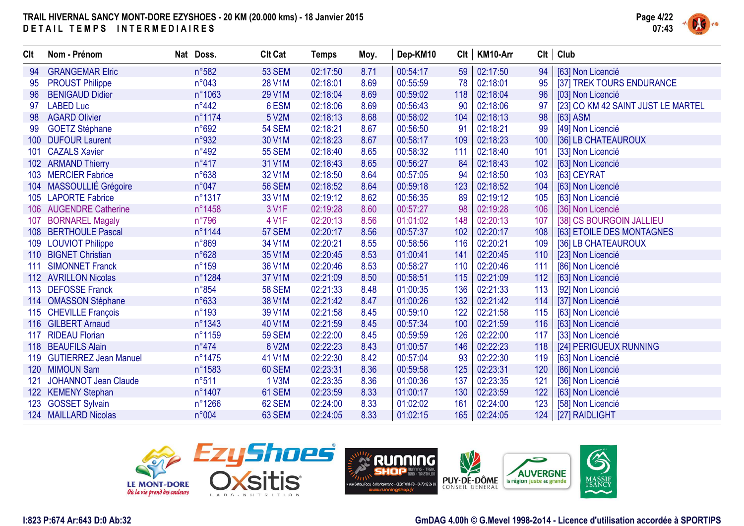# TRAIL HIVERNAL SANCY MONT-DORE EZYSHOES - 20 KM (20.000 kms) - 18 Janvier 2015

## DETAIL TEMPS INTERMEDIAIRES

| Clt | Nom - Prénom | Nat | Doss. | Clt Cat | Temps | Moy. | Dep-KM10 | Clt | KM10-Arr | Clt | Club |
|---|---|---|---|---|---|---|---|---|---|---|---|
| 94 | GRANGEMAR Elric | | n°582 | 53 SEM | 02:17:50 | 8.71 | 00:54:17 | 59 | 02:17:50 | 94 | [63] Non Licencié |
| 95 | PROUST Philippe | | n°043 | 28 V1M | 02:18:01 | 8.69 | 00:55:59 | 78 | 02:18:01 | 95 | [37] TREK TOURS ENDURANCE |
| 96 | BENIGAUD Didier | | n°1063 | 29 V1M | 02:18:04 | 8.69 | 00:59:02 | 118 | 02:18:04 | 96 | [03] Non Licencié |
| 97 | LABED Luc | | n°442 | 6 ESM | 02:18:06 | 8.69 | 00:56:43 | 90 | 02:18:06 | 97 | [23] CO KM 42 SAINT JUST LE MARTEL |
| 98 | AGARD Olivier | | n°1174 | 5 V2M | 02:18:13 | 8.68 | 00:58:02 | 104 | 02:18:13 | 98 | [63] ASM |
| 99 | GOETZ Stéphane | | n°692 | 54 SEM | 02:18:21 | 8.67 | 00:56:50 | 91 | 02:18:21 | 99 | [49] Non Licencié |
| 100 | DUFOUR Laurent | | n°932 | 30 V1M | 02:18:23 | 8.67 | 00:58:17 | 109 | 02:18:23 | 100 | [36] LB CHATEAUROUX |
| 101 | CAZALS Xavier | | n°492 | 55 SEM | 02:18:40 | 8.65 | 00:58:32 | 111 | 02:18:40 | 101 | [33] Non Licencié |
| 102 | ARMAND Thierry | | n°417 | 31 V1M | 02:18:43 | 8.65 | 00:56:27 | 84 | 02:18:43 | 102 | [63] Non Licencié |
| 103 | MERCIER Fabrice | | n°638 | 32 V1M | 02:18:50 | 8.64 | 00:57:05 | 94 | 02:18:50 | 103 | [63] CEYRAT |
| 104 | MASSOULLIÉ Grégoire | | n°047 | 56 SEM | 02:18:52 | 8.64 | 00:59:18 | 123 | 02:18:52 | 104 | [63] Non Licencié |
| 105 | LAPORTE Fabrice | | n°1317 | 33 V1M | 02:19:12 | 8.62 | 00:56:35 | 89 | 02:19:12 | 105 | [63] Non Licencié |
| 106 | AUGENDRE Catherine | | n°1458 | 3 V1F | 02:19:28 | 8.60 | 00:57:27 | 98 | 02:19:28 | 106 | [36] Non Licencié |
| 107 | BORNAREL Magaly | | n°796 | 4 V1F | 02:20:13 | 8.56 | 01:01:02 | 148 | 02:20:13 | 107 | [38] CS BOURGOIN JALLIEU |
| 108 | BERTHOUSE Pascal | | n°1144 | 57 SEM | 02:20:17 | 8.56 | 00:57:37 | 102 | 02:20:17 | 108 | [63] ETOILE DES MONTAGNES |
| 109 | LOUVIOT Philippe | | n°869 | 34 V1M | 02:20:21 | 8.55 | 00:58:56 | 116 | 02:20:21 | 109 | [36] LB CHATEAUROUX |
| 110 | BIGNET Christian | | n°628 | 35 V1M | 02:20:45 | 8.53 | 01:00:41 | 141 | 02:20:45 | 110 | [23] Non Licencié |
| 111 | SIMONNET Franck | | n°159 | 36 V1M | 02:20:46 | 8.53 | 00:58:27 | 110 | 02:20:46 | 111 | [86] Non Licencié |
| 112 | AVRILLON Nicolas | | n°1284 | 37 V1M | 02:21:09 | 8.50 | 00:58:51 | 115 | 02:21:09 | 112 | [63] Non Licencié |
| 113 | DEFOSSE Franck | | n°854 | 58 SEM | 02:21:33 | 8.48 | 01:00:35 | 136 | 02:21:33 | 113 | [92] Non Licencié |
| 114 | OMASSON Stéphane | | n°633 | 38 V1M | 02:21:42 | 8.47 | 01:00:26 | 132 | 02:21:42 | 114 | [37] Non Licencié |
| 115 | CHEVILLE François | | n°193 | 39 V1M | 02:21:58 | 8.45 | 00:59:10 | 122 | 02:21:58 | 115 | [63] Non Licencié |
| 116 | GILBERT Arnaud | | n°1343 | 40 V1M | 02:21:59 | 8.45 | 00:57:34 | 100 | 02:21:59 | 116 | [63] Non Licencié |
| 117 | RIDEAU Florian | | n°1159 | 59 SEM | 02:22:00 | 8.45 | 00:59:59 | 126 | 02:22:00 | 117 | [33] Non Licencié |
| 118 | BEAUFILS Alain | | n°474 | 6 V2M | 02:22:23 | 8.43 | 01:00:57 | 146 | 02:22:23 | 118 | [24] PERIGUEUX RUNNING |
| 119 | GUTIERREZ Jean Manuel | | n°1475 | 41 V1M | 02:22:30 | 8.42 | 00:57:04 | 93 | 02:22:30 | 119 | [63] Non Licencié |
| 120 | MIMOUN Sam | | n°1583 | 60 SEM | 02:23:31 | 8.36 | 00:59:58 | 125 | 02:23:31 | 120 | [86] Non Licencié |
| 121 | JOHANNOT Jean Claude | | n°511 | 1 V3M | 02:23:35 | 8.36 | 01:00:36 | 137 | 02:23:35 | 121 | [36] Non Licencié |
| 122 | KEMENY Stephan | | n°1407 | 61 SEM | 02:23:59 | 8.33 | 01:00:17 | 130 | 02:23:59 | 122 | [63] Non Licencié |
| 123 | GOSSET Sylvain | | n°1266 | 62 SEM | 02:24:00 | 8.33 | 01:02:02 | 161 | 02:24:00 | 123 | [58] Non Licencié |
| 124 | MAILLARD Nicolas | | n°004 | 63 SEM | 02:24:05 | 8.33 | 01:02:15 | 165 | 02:24:05 | 124 | [27] RAIDLIGHT |

I:823 P:674 Ar:643 D:0 Ab:32

GmDAG 4.00h © G.Mevel 1998-2o14 - Licence d'utilisation accordée à SPORTIPS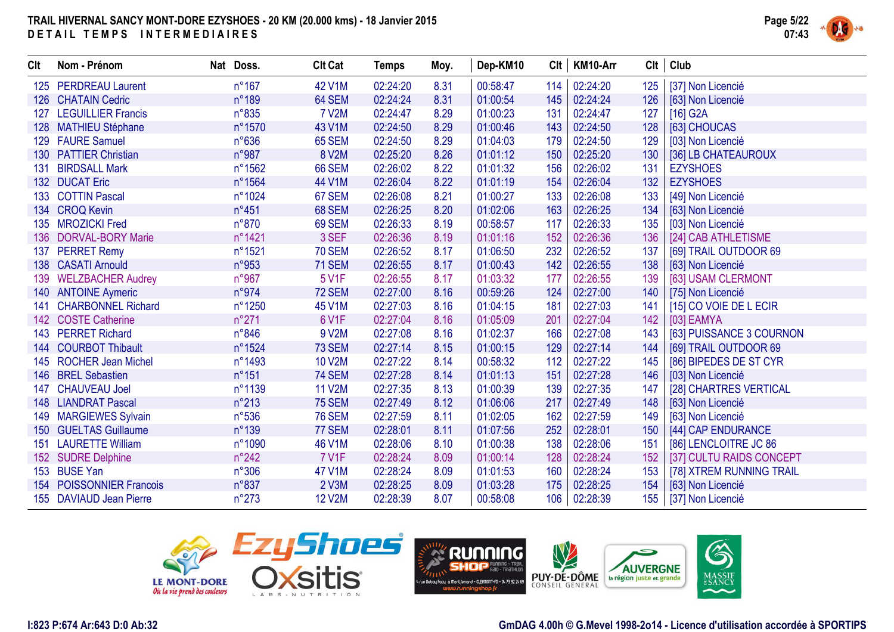**TRAIL HIVERNAL SANCY MONT-DORE EZYSHOES - 20 KM (20.000 kms) - 18 Janvier 2015**
**DETAIL TEMPS INTERMEDIAIRES**

07:43

| Clt | Nom - Prénom | Nat | Doss. | Clt Cat | Temps | Moy. | Dep-KM10 | Clt | KM10-Arr | Clt | Club |
|---|---|---|---|---|---|---|---|---|---|---|---|
| 125 | PERDREAU Laurent | | n°167 | 42 V1M | 02:24:20 | 8.31 | 00:58:47 | 114 | 02:24:20 | 125 | [37] Non Licencié |
| 126 | CHATAIN Cedric | | n°189 | 64 SEM | 02:24:24 | 8.31 | 01:00:54 | 145 | 02:24:24 | 126 | [63] Non Licencié |
| 127 | LEGUILLIER Francis | | n°835 | 7 V2M | 02:24:47 | 8.29 | 01:00:23 | 131 | 02:24:47 | 127 | [16] G2A |
| 128 | MATHIEU Stéphane | | n°1570 | 43 V1M | 02:24:50 | 8.29 | 01:00:46 | 143 | 02:24:50 | 128 | [63] CHOUCAS |
| 129 | FAURE Samuel | | n°636 | 65 SEM | 02:24:50 | 8.29 | 01:04:03 | 179 | 02:24:50 | 129 | [03] Non Licencié |
| 130 | PATTIER Christian | | n°987 | 8 V2M | 02:25:20 | 8.26 | 01:01:12 | 150 | 02:25:20 | 130 | [36] LB CHATEAUROUX |
| 131 | BIRDSALL Mark | | n°1562 | 66 SEM | 02:26:02 | 8.22 | 01:01:32 | 156 | 02:26:02 | 131 | EZYSHOES |
| 132 | DUCAT Eric | | n°1564 | 44 V1M | 02:26:04 | 8.22 | 01:01:19 | 154 | 02:26:04 | 132 | EZYSHOES |
| 133 | COTTIN Pascal | | n°1024 | 67 SEM | 02:26:08 | 8.21 | 01:00:27 | 133 | 02:26:08 | 133 | [49] Non Licencié |
| 134 | CROQ Kevin | | n°451 | 68 SEM | 02:26:25 | 8.20 | 01:02:06 | 163 | 02:26:25 | 134 | [63] Non Licencié |
| 135 | MROZICKI Fred | | n°870 | 69 SEM | 02:26:33 | 8.19 | 00:58:57 | 117 | 02:26:33 | 135 | [03] Non Licencié |
| 136 | DORVAL-BORY Marie | | n°1421 | 3 SEF | 02:26:36 | 8.19 | 01:01:16 | 152 | 02:26:36 | 136 | [24] CAB ATHLETISME |
| 137 | PERRET Remy | | n°1521 | 70 SEM | 02:26:52 | 8.17 | 01:06:50 | 232 | 02:26:52 | 137 | [69] TRAIL OUTDOOR 69 |
| 138 | CASATI Arnould | | n°953 | 71 SEM | 02:26:55 | 8.17 | 01:00:43 | 142 | 02:26:55 | 138 | [63] Non Licencié |
| 139 | WELZBACHER Audrey | | n°967 | 5 V1F | 02:26:55 | 8.17 | 01:03:32 | 177 | 02:26:55 | 139 | [63] USAM CLERMONT |
| 140 | ANTOINE Aymeric | | n°974 | 72 SEM | 02:27:00 | 8.16 | 00:59:26 | 124 | 02:27:00 | 140 | [75] Non Licencié |
| 141 | CHARBONNEL Richard | | n°1250 | 45 V1M | 02:27:03 | 8.16 | 01:04:15 | 181 | 02:27:03 | 141 | [15] CO VOIE DE L ECIR |
| 142 | COSTE Catherine | | n°271 | 6 V1F | 02:27:04 | 8.16 | 01:05:09 | 201 | 02:27:04 | 142 | [03] EAMYA |
| 143 | PERRET Richard | | n°846 | 9 V2M | 02:27:08 | 8.16 | 01:02:37 | 166 | 02:27:08 | 143 | [63] PUISSANCE 3 COURNON |
| 144 | COURBOT Thibault | | n°1524 | 73 SEM | 02:27:14 | 8.15 | 01:00:15 | 129 | 02:27:14 | 144 | [69] TRAIL OUTDOOR 69 |
| 145 | ROCHER Jean Michel | | n°1493 | 10 V2M | 02:27:22 | 8.14 | 00:58:32 | 112 | 02:27:22 | 145 | [86] BIPEDES DE ST CYR |
| 146 | BREL Sebastien | | n°151 | 74 SEM | 02:27:28 | 8.14 | 01:01:13 | 151 | 02:27:28 | 146 | [03] Non Licencié |
| 147 | CHAUVEAU Joel | | n°1139 | 11 V2M | 02:27:35 | 8.13 | 01:00:39 | 139 | 02:27:35 | 147 | [28] CHARTRES VERTICAL |
| 148 | LIANDRAT Pascal | | n°213 | 75 SEM | 02:27:49 | 8.12 | 01:06:06 | 217 | 02:27:49 | 148 | [63] Non Licencié |
| 149 | MARGIEWES Sylvain | | n°536 | 76 SEM | 02:27:59 | 8.11 | 01:02:05 | 162 | 02:27:59 | 149 | [63] Non Licencié |
| 150 | GUELTAS Guillaume | | n°139 | 77 SEM | 02:28:01 | 8.11 | 01:07:56 | 252 | 02:28:01 | 150 | [44] CAP ENDURANCE |
| 151 | LAURETTE William | | n°1090 | 46 V1M | 02:28:06 | 8.10 | 01:00:38 | 138 | 02:28:06 | 151 | [86] LENCLOITRE JC 86 |
| 152 | SUDRE Delphine | | n°242 | 7 V1F | 02:28:24 | 8.09 | 01:00:14 | 128 | 02:28:24 | 152 | [37] CULTU RAIDS CONCEPT |
| 153 | BUSE Yan | | n°306 | 47 V1M | 02:28:24 | 8.09 | 01:01:53 | 160 | 02:28:24 | 153 | [78] XTREM RUNNING TRAIL |
| 154 | POISSONNIER Francois | | n°837 | 2 V3M | 02:28:25 | 8.09 | 01:03:28 | 175 | 02:28:25 | 154 | [63] Non Licencié |
| 155 | DAVIAUD Jean Pierre | | n°273 | 12 V2M | 02:28:39 | 8.07 | 00:58:08 | 106 | 02:28:39 | 155 | [37] Non Licencié |

I:823 P:674 Ar:643 D:0 Ab:32

GmDAG 4.00h © G.Mevel 1998-2o14 - Licence d'utilisation accordée à SPORTIPS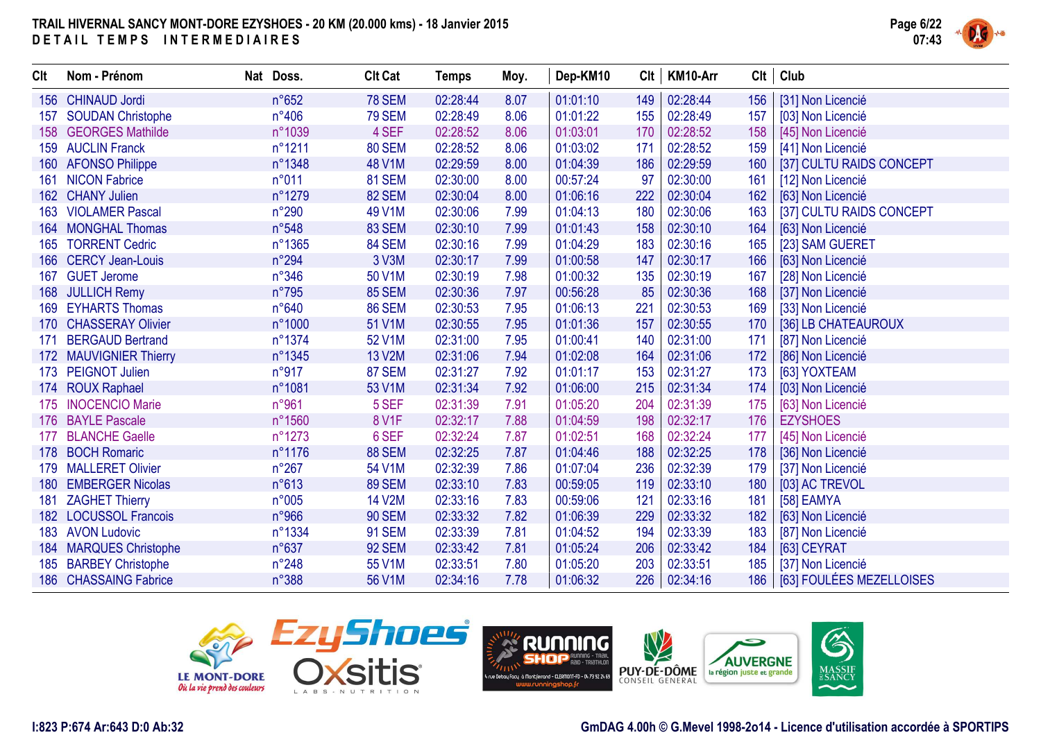# TRAIL HIVERNAL SANCY MONT-DORE EZYSHOES - 20 KM (20.000 kms) - 18 Janvier 2015

## DETAIL TEMPS INTERMEDIAIRES

| Clt | Nom - Prénom | Nat | Doss. | Clt Cat | Temps | Moy. | Dep-KM10 | Clt | KM10-Arr | Clt | Club |
|---|---|---|---|---|---|---|---|---|---|---|---|
| 156 | CHINAUD Jordi | | n°652 | 78 SEM | 02:28:44 | 8.07 | 01:01:10 | 149 | 02:28:44 | 156 | [31] Non Licencié |
| 157 | SOUDAN Christophe | | n°406 | 79 SEM | 02:28:49 | 8.06 | 01:01:22 | 155 | 02:28:49 | 157 | [03] Non Licencié |
| 158 | GEORGES Mathilde | | n°1039 | 4 SEF | 02:28:52 | 8.06 | 01:03:01 | 170 | 02:28:52 | 158 | [45] Non Licencié |
| 159 | AUCLIN Franck | | n°1211 | 80 SEM | 02:28:52 | 8.06 | 01:03:02 | 171 | 02:28:52 | 159 | [41] Non Licencié |
| 160 | AFONSO Philippe | | n°1348 | 48 V1M | 02:29:59 | 8.00 | 01:04:39 | 186 | 02:29:59 | 160 | [37] CULTU RAIDS CONCEPT |
| 161 | NICON Fabrice | | n°011 | 81 SEM | 02:30:00 | 8.00 | 00:57:24 | 97 | 02:30:00 | 161 | [12] Non Licencié |
| 162 | CHANY Julien | | n°1279 | 82 SEM | 02:30:04 | 8.00 | 01:06:16 | 222 | 02:30:04 | 162 | [63] Non Licencié |
| 163 | VIOLAMER Pascal | | n°290 | 49 V1M | 02:30:06 | 7.99 | 01:04:13 | 180 | 02:30:06 | 163 | [37] CULTU RAIDS CONCEPT |
| 164 | MONGHAL Thomas | | n°548 | 83 SEM | 02:30:10 | 7.99 | 01:01:43 | 158 | 02:30:10 | 164 | [63] Non Licencié |
| 165 | TORRENT Cedric | | n°1365 | 84 SEM | 02:30:16 | 7.99 | 01:04:29 | 183 | 02:30:16 | 165 | [23] SAM GUERET |
| 166 | CERCY Jean-Louis | | n°294 | 3 V3M | 02:30:17 | 7.99 | 01:00:58 | 147 | 02:30:17 | 166 | [63] Non Licencié |
| 167 | GUET Jerome | | n°346 | 50 V1M | 02:30:19 | 7.98 | 01:00:32 | 135 | 02:30:19 | 167 | [28] Non Licencié |
| 168 | JULLICH Remy | | n°795 | 85 SEM | 02:30:36 | 7.97 | 00:56:28 | 85 | 02:30:36 | 168 | [37] Non Licencié |
| 169 | EYHARTS Thomas | | n°640 | 86 SEM | 02:30:53 | 7.95 | 01:06:13 | 221 | 02:30:53 | 169 | [33] Non Licencié |
| 170 | CHASSERAY Olivier | | n°1000 | 51 V1M | 02:30:55 | 7.95 | 01:01:36 | 157 | 02:30:55 | 170 | [36] LB CHATEAUROUX |
| 171 | BERGAUD Bertrand | | n°1374 | 52 V1M | 02:31:00 | 7.95 | 01:00:41 | 140 | 02:31:00 | 171 | [87] Non Licencié |
| 172 | MAUVIGNIER Thierry | | n°1345 | 13 V2M | 02:31:06 | 7.94 | 01:02:08 | 164 | 02:31:06 | 172 | [86] Non Licencié |
| 173 | PEIGNOT Julien | | n°917 | 87 SEM | 02:31:27 | 7.92 | 01:01:17 | 153 | 02:31:27 | 173 | [63] YOXTEAM |
| 174 | ROUX Raphael | | n°1081 | 53 V1M | 02:31:34 | 7.92 | 01:06:00 | 215 | 02:31:34 | 174 | [03] Non Licencié |
| 175 | INOCENCIO Marie | | n°961 | 5 SEF | 02:31:39 | 7.91 | 01:05:20 | 204 | 02:31:39 | 175 | [63] Non Licencié |
| 176 | BAYLE Pascale | | n°1560 | 8 V1F | 02:32:17 | 7.88 | 01:04:59 | 198 | 02:32:17 | 176 | EZYSHOES |
| 177 | BLANCHE Gaelle | | n°1273 | 6 SEF | 02:32:24 | 7.87 | 01:02:51 | 168 | 02:32:24 | 177 | [45] Non Licencié |
| 178 | BOCH Romaric | | n°1176 | 88 SEM | 02:32:25 | 7.87 | 01:04:46 | 188 | 02:32:25 | 178 | [36] Non Licencié |
| 179 | MALLERET Olivier | | n°267 | 54 V1M | 02:32:39 | 7.86 | 01:07:04 | 236 | 02:32:39 | 179 | [37] Non Licencié |
| 180 | EMBERGER Nicolas | | n°613 | 89 SEM | 02:33:10 | 7.83 | 00:59:05 | 119 | 02:33:10 | 180 | [03] AC TREVOL |
| 181 | ZAGHET Thierry | | n°005 | 14 V2M | 02:33:16 | 7.83 | 00:59:06 | 121 | 02:33:16 | 181 | [58] EAMYA |
| 182 | LOCUSSOL Francois | | n°966 | 90 SEM | 02:33:32 | 7.82 | 01:06:39 | 229 | 02:33:32 | 182 | [63] Non Licencié |
| 183 | AVON Ludovic | | n°1334 | 91 SEM | 02:33:39 | 7.81 | 01:04:52 | 194 | 02:33:39 | 183 | [87] Non Licencié |
| 184 | MARQUES Christophe | | n°637 | 92 SEM | 02:33:42 | 7.81 | 01:05:24 | 206 | 02:33:42 | 184 | [63] CEYRAT |
| 185 | BARBEY Christophe | | n°248 | 55 V1M | 02:33:51 | 7.80 | 01:05:20 | 203 | 02:33:51 | 185 | [37] Non Licencié |
| 186 | CHASSAING Fabrice | | n°388 | 56 V1M | 02:34:16 | 7.78 | 01:06:32 | 226 | 02:34:16 | 186 | [63] FOULÉES MEZELLOISES |

I:823 P:674 Ar:643 D:0 Ab:32

GmDAG 4.00h © G.Mevel 1998-2o14 - Licence d'utilisation accordée à SPORTIPS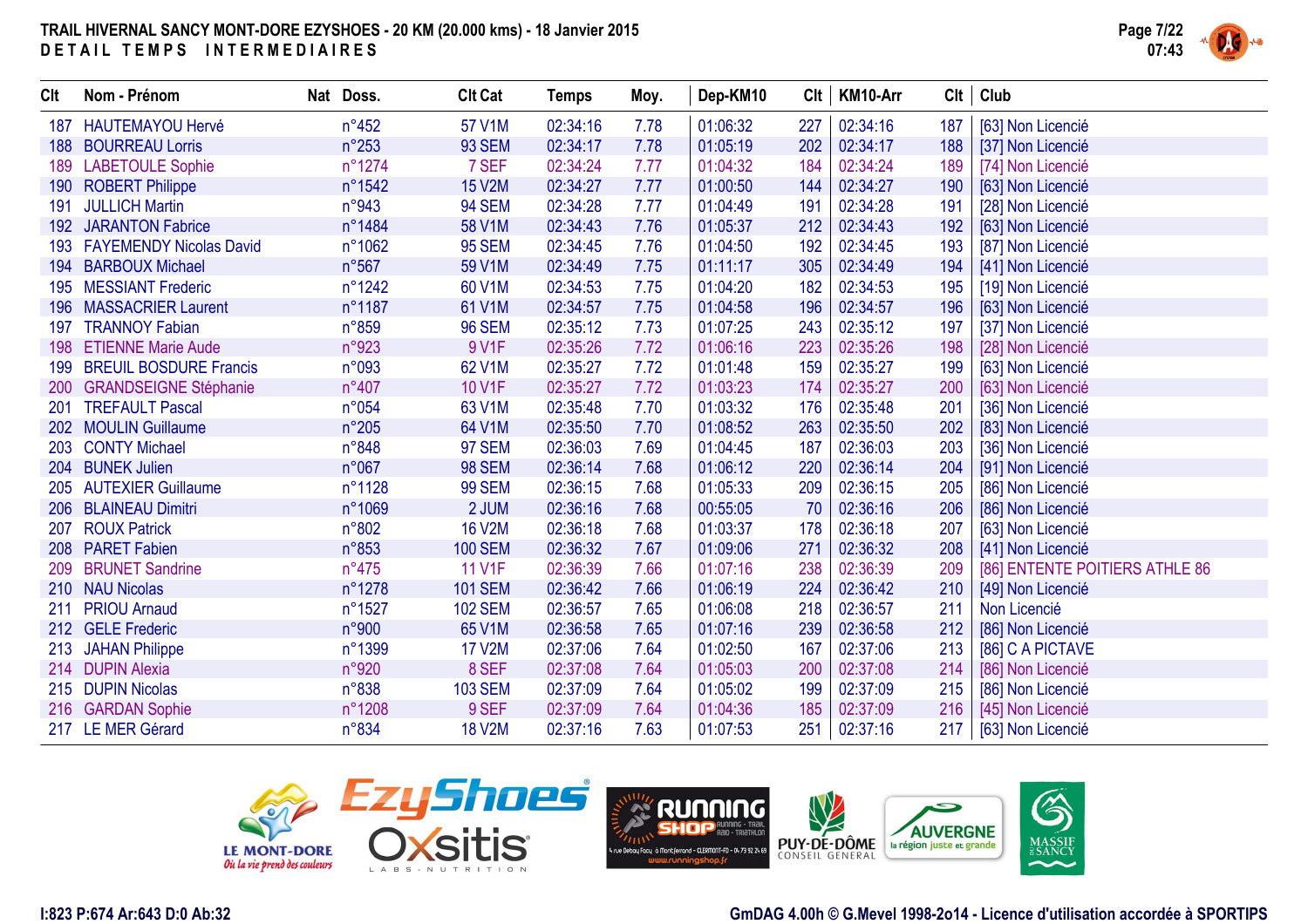# TRAIL HIVERNAL SANCY MONT-DORE EZYSHOES - 20 KM (20.000 kms) - 18 Janvier 2015

## DETAIL TEMPS INTERMEDIAIRES

| Clt | Nom - Prénom | Nat | Doss. | Clt Cat | Temps | Moy. | Dep-KM10 | Clt | KM10-Arr | Clt | Club |
|---|---|---|---|---|---|---|---|---|---|---|---|
| 187 | HAUTEMAYOU Hervé | | n°452 | 57 V1M | 02:34:16 | 7.78 | 01:06:32 | 227 | 02:34:16 | 187 | [63] Non Licencié |
| 188 | BOURREAU Lorris | | n°253 | 93 SEM | 02:34:17 | 7.78 | 01:05:19 | 202 | 02:34:17 | 188 | [37] Non Licencié |
| 189 | LABETOULE Sophie | | n°1274 | 7 SEF | 02:34:24 | 7.77 | 01:04:32 | 184 | 02:34:24 | 189 | [74] Non Licencié |
| 190 | ROBERT Philippe | | n°1542 | 15 V2M | 02:34:27 | 7.77 | 01:00:50 | 144 | 02:34:27 | 190 | [63] Non Licencié |
| 191 | JULLICH Martin | | n°943 | 94 SEM | 02:34:28 | 7.77 | 01:04:49 | 191 | 02:34:28 | 191 | [28] Non Licencié |
| 192 | JARANTON Fabrice | | n°1484 | 58 V1M | 02:34:43 | 7.76 | 01:05:37 | 212 | 02:34:43 | 192 | [63] Non Licencié |
| 193 | FAYEMENDY Nicolas David | | n°1062 | 95 SEM | 02:34:45 | 7.76 | 01:04:50 | 192 | 02:34:45 | 193 | [87] Non Licencié |
| 194 | BARBOUX Michael | | n°567 | 59 V1M | 02:34:49 | 7.75 | 01:11:17 | 305 | 02:34:49 | 194 | [41] Non Licencié |
| 195 | MESSIANT Frederic | | n°1242 | 60 V1M | 02:34:53 | 7.75 | 01:04:20 | 182 | 02:34:53 | 195 | [19] Non Licencié |
| 196 | MASSACRIER Laurent | | n°1187 | 61 V1M | 02:34:57 | 7.75 | 01:04:58 | 196 | 02:34:57 | 196 | [63] Non Licencié |
| 197 | TRANNOY Fabian | | n°859 | 96 SEM | 02:35:12 | 7.73 | 01:07:25 | 243 | 02:35:12 | 197 | [37] Non Licencié |
| 198 | ETIENNE Marie Aude | | n°923 | 9 V1F | 02:35:26 | 7.72 | 01:06:16 | 223 | 02:35:26 | 198 | [28] Non Licencié |
| 199 | BREUIL BOSDURE Francis | | n°093 | 62 V1M | 02:35:27 | 7.72 | 01:01:48 | 159 | 02:35:27 | 199 | [63] Non Licencié |
| 200 | GRANDSEIGNE Stéphanie | | n°407 | 10 V1F | 02:35:27 | 7.72 | 01:03:23 | 174 | 02:35:27 | 200 | [63] Non Licencié |
| 201 | TREFAULT Pascal | | n°054 | 63 V1M | 02:35:48 | 7.70 | 01:03:32 | 176 | 02:35:48 | 201 | [36] Non Licencié |
| 202 | MOULIN Guillaume | | n°205 | 64 V1M | 02:35:50 | 7.70 | 01:08:52 | 263 | 02:35:50 | 202 | [83] Non Licencié |
| 203 | CONTY Michael | | n°848 | 97 SEM | 02:36:03 | 7.69 | 01:04:45 | 187 | 02:36:03 | 203 | [36] Non Licencié |
| 204 | BUNEK Julien | | n°067 | 98 SEM | 02:36:14 | 7.68 | 01:06:12 | 220 | 02:36:14 | 204 | [91] Non Licencié |
| 205 | AUTEXIER Guillaume | | n°1128 | 99 SEM | 02:36:15 | 7.68 | 01:05:33 | 209 | 02:36:15 | 205 | [86] Non Licencié |
| 206 | BLAINEAU Dimitri | | n°1069 | 2 JUM | 02:36:16 | 7.68 | 00:55:05 | 70 | 02:36:16 | 206 | [86] Non Licencié |
| 207 | ROUX Patrick | | n°802 | 16 V2M | 02:36:18 | 7.68 | 01:03:37 | 178 | 02:36:18 | 207 | [63] Non Licencié |
| 208 | PARET Fabien | | n°853 | 100 SEM | 02:36:32 | 7.67 | 01:09:06 | 271 | 02:36:32 | 208 | [41] Non Licencié |
| 209 | BRUNET Sandrine | | n°475 | 11 V1F | 02:36:39 | 7.66 | 01:07:16 | 238 | 02:36:39 | 209 | [86] ENTENTE POITIERS ATHLE 86 |
| 210 | NAU Nicolas | | n°1278 | 101 SEM | 02:36:42 | 7.66 | 01:06:19 | 224 | 02:36:42 | 210 | [49] Non Licencié |
| 211 | PRIOU Arnaud | | n°1527 | 102 SEM | 02:36:57 | 7.65 | 01:06:08 | 218 | 02:36:57 | 211 | Non Licencié |
| 212 | GELE Frederic | | n°900 | 65 V1M | 02:36:58 | 7.65 | 01:07:16 | 239 | 02:36:58 | 212 | [86] Non Licencié |
| 213 | JAHAN Philippe | | n°1399 | 17 V2M | 02:37:06 | 7.64 | 01:02:50 | 167 | 02:37:06 | 213 | [86] C A PICTAVE |
| 214 | DUPIN Alexia | | n°920 | 8 SEF | 02:37:08 | 7.64 | 01:05:03 | 200 | 02:37:08 | 214 | [86] Non Licencié |
| 215 | DUPIN Nicolas | | n°838 | 103 SEM | 02:37:09 | 7.64 | 01:05:02 | 199 | 02:37:09 | 215 | [86] Non Licencié |
| 216 | GARDAN Sophie | | n°1208 | 9 SEF | 02:37:09 | 7.64 | 01:04:36 | 185 | 02:37:09 | 216 | [45] Non Licencié |
| 217 | LE MER Gérard | | n°834 | 18 V2M | 02:37:16 | 7.63 | 01:07:53 | 251 | 02:37:16 | 217 | [63] Non Licencié |

I:823 P:674 Ar:643 D:0 Ab:32

GmDAG 4.00h © G.Mevel 1998-2o14 - Licence d'utilisation accordée à SPORTIPS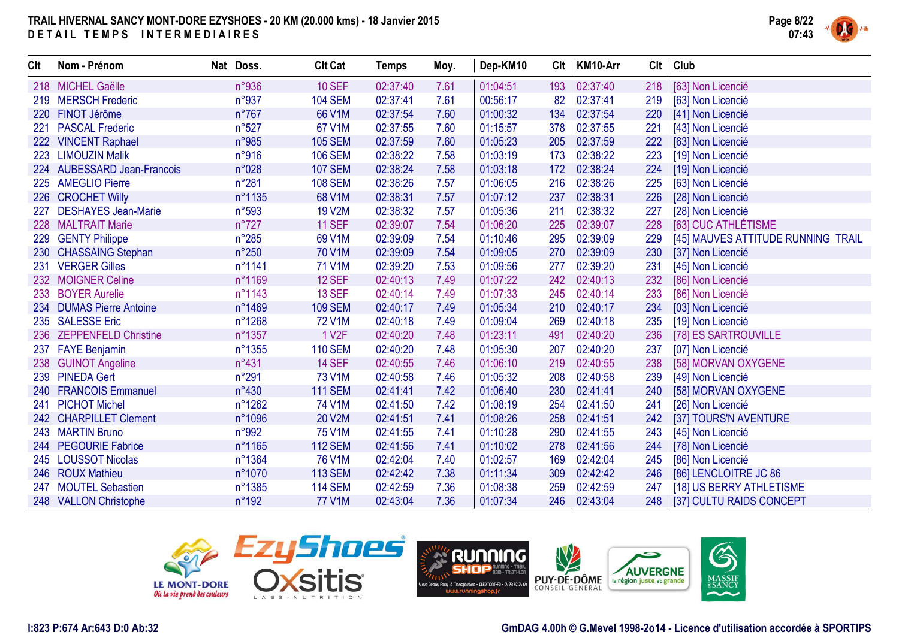# TRAIL HIVERNAL SANCY MONT-DORE EZYSHOES - 20 KM (20.000 kms) - 18 Janvier 2015

## DETAIL TEMPS INTERMEDIAIRES

| Clt | Nom - Prénom | Nat | Doss. | Clt Cat | Temps | Moy. | Dep-KM10 | Clt | KM10-Arr | Clt | Club |
|---|---|---|---|---|---|---|---|---|---|---|---|
| 218 | MICHEL Gaëlle | | n°936 | 10 SEF | 02:37:40 | 7.61 | 01:04:51 | 193 | 02:37:40 | 218 | [63] Non Licencié |
| 219 | MERSCH Frederic | | n°937 | 104 SEM | 02:37:41 | 7.61 | 00:56:17 | 82 | 02:37:41 | 219 | [63] Non Licencié |
| 220 | FINOT Jérôme | | n°767 | 66 V1M | 02:37:54 | 7.60 | 01:00:32 | 134 | 02:37:54 | 220 | [41] Non Licencié |
| 221 | PASCAL Frederic | | n°527 | 67 V1M | 02:37:55 | 7.60 | 01:15:57 | 378 | 02:37:55 | 221 | [43] Non Licencié |
| 222 | VINCENT Raphael | | n°985 | 105 SEM | 02:37:59 | 7.60 | 01:05:23 | 205 | 02:37:59 | 222 | [63] Non Licencié |
| 223 | LIMOUZIN Malik | | n°916 | 106 SEM | 02:38:22 | 7.58 | 01:03:19 | 173 | 02:38:22 | 223 | [19] Non Licencié |
| 224 | AUBESSARD Jean-Francois | | n°028 | 107 SEM | 02:38:24 | 7.58 | 01:03:18 | 172 | 02:38:24 | 224 | [19] Non Licencié |
| 225 | AMEGLIO Pierre | | n°281 | 108 SEM | 02:38:26 | 7.57 | 01:06:05 | 216 | 02:38:26 | 225 | [63] Non Licencié |
| 226 | CROCHET Willy | | n°1135 | 68 V1M | 02:38:31 | 7.57 | 01:07:12 | 237 | 02:38:31 | 226 | [28] Non Licencié |
| 227 | DESHAYES Jean-Marie | | n°593 | 19 V2M | 02:38:32 | 7.57 | 01:05:36 | 211 | 02:38:32 | 227 | [28] Non Licencié |
| 228 | MALTRAIT Marie | | n°727 | 11 SEF | 02:39:07 | 7.54 | 01:06:20 | 225 | 02:39:07 | 228 | [63] CUC ATHLÉTISME |
| 229 | GENTY Philippe | | n°285 | 69 V1M | 02:39:09 | 7.54 | 01:10:46 | 295 | 02:39:09 | 229 | [45] MAUVES ATTITUDE RUNNING _TRAIL |
| 230 | CHASSAING Stephan | | n°250 | 70 V1M | 02:39:09 | 7.54 | 01:09:05 | 270 | 02:39:09 | 230 | [37] Non Licencié |
| 231 | VERGER Gilles | | n°1141 | 71 V1M | 02:39:20 | 7.53 | 01:09:56 | 277 | 02:39:20 | 231 | [45] Non Licencié |
| 232 | MOIGNER Celine | | n°1169 | 12 SEF | 02:40:13 | 7.49 | 01:07:22 | 242 | 02:40:13 | 232 | [86] Non Licencié |
| 233 | BOYER Aurelie | | n°1143 | 13 SEF | 02:40:14 | 7.49 | 01:07:33 | 245 | 02:40:14 | 233 | [86] Non Licencié |
| 234 | DUMAS Pierre Antoine | | n°1469 | 109 SEM | 02:40:17 | 7.49 | 01:05:34 | 210 | 02:40:17 | 234 | [03] Non Licencié |
| 235 | SALESSE Eric | | n°1268 | 72 V1M | 02:40:18 | 7.49 | 01:09:04 | 269 | 02:40:18 | 235 | [19] Non Licencié |
| 236 | ZEPPENFELD Christine | | n°1357 | 1 V2F | 02:40:20 | 7.48 | 01:23:11 | 491 | 02:40:20 | 236 | [78] ES SARTROUVILLE |
| 237 | FAYE Benjamin | | n°1355 | 110 SEM | 02:40:20 | 7.48 | 01:05:30 | 207 | 02:40:20 | 237 | [07] Non Licencié |
| 238 | GUINOT Angeline | | n°431 | 14 SEF | 02:40:55 | 7.46 | 01:06:10 | 219 | 02:40:55 | 238 | [58] MORVAN OXYGENE |
| 239 | PINEDA Gert | | n°291 | 73 V1M | 02:40:58 | 7.46 | 01:05:32 | 208 | 02:40:58 | 239 | [49] Non Licencié |
| 240 | FRANCOIS Emmanuel | | n°430 | 111 SEM | 02:41:41 | 7.42 | 01:06:40 | 230 | 02:41:41 | 240 | [58] MORVAN OXYGENE |
| 241 | PICHOT Michel | | n°1262 | 74 V1M | 02:41:50 | 7.42 | 01:08:19 | 254 | 02:41:50 | 241 | [26] Non Licencié |
| 242 | CHARPILLET Clement | | n°1096 | 20 V2M | 02:41:51 | 7.41 | 01:08:26 | 258 | 02:41:51 | 242 | [37] TOURS'N AVENTURE |
| 243 | MARTIN Bruno | | n°992 | 75 V1M | 02:41:55 | 7.41 | 01:10:28 | 290 | 02:41:55 | 243 | [45] Non Licencié |
| 244 | PEGOURIE Fabrice | | n°1165 | 112 SEM | 02:41:56 | 7.41 | 01:10:02 | 278 | 02:41:56 | 244 | [78] Non Licencié |
| 245 | LOUSSOT Nicolas | | n°1364 | 76 V1M | 02:42:04 | 7.40 | 01:02:57 | 169 | 02:42:04 | 245 | [86] Non Licencié |
| 246 | ROUX Mathieu | | n°1070 | 113 SEM | 02:42:42 | 7.38 | 01:11:34 | 309 | 02:42:42 | 246 | [86] LENCLOITRE JC 86 |
| 247 | MOUTEL Sebastien | | n°1385 | 114 SEM | 02:42:59 | 7.36 | 01:08:38 | 259 | 02:42:59 | 247 | [18] US BERRY ATHLETISME |
| 248 | VALLON Christophe | | n°192 | 77 V1M | 02:43:04 | 7.36 | 01:07:34 | 246 | 02:43:04 | 248 | [37] CULTU RAIDS CONCEPT |

I:823 P:674 Ar:643 D:0 Ab:32

GmDAG 4.00h © G.Mevel 1998-2o14 - Licence d'utilisation accordée à SPORTIPS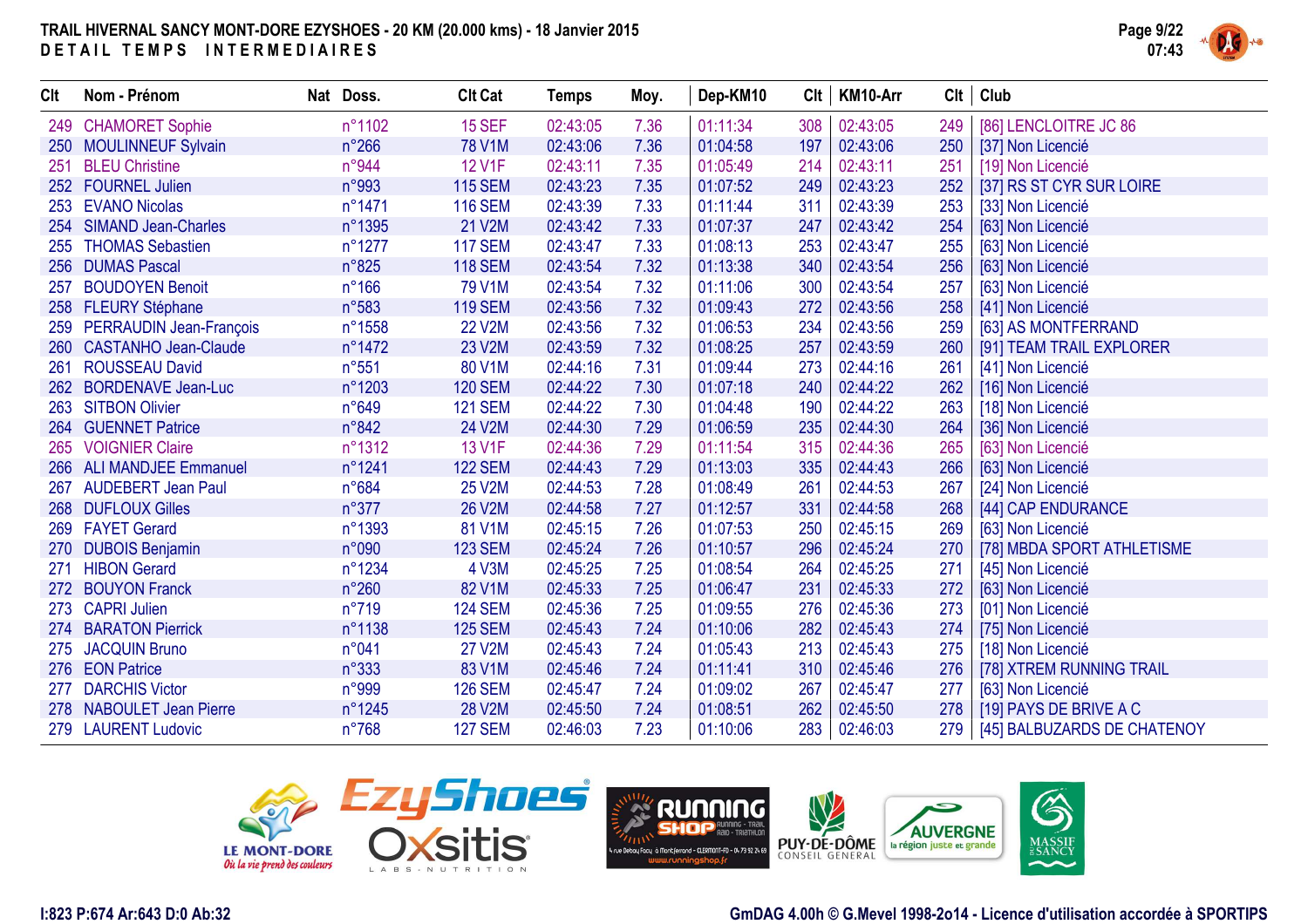# TRAIL HIVERNAL SANCY MONT-DORE EZYSHOES - 20 KM (20.000 kms) - 18 Janvier 2015

## DETAIL TEMPS INTERMEDIAIRES

| Clt | Nom - Prénom | Nat | Doss. | Clt Cat | Temps | Moy. | Dep-KM10 | Clt | KM10-Arr | Clt | Club |
|---|---|---|---|---|---|---|---|---|---|---|---|
| 249 | CHAMORET Sophie | | n°1102 | 15 SEF | 02:43:05 | 7.36 | 01:11:34 | 308 | 02:43:05 | 249 | [86] LENCLOITRE JC 86 |
| 250 | MOULINNEUF Sylvain | | n°266 | 78 V1M | 02:43:06 | 7.36 | 01:04:58 | 197 | 02:43:06 | 250 | [37] Non Licencié |
| 251 | BLEU Christine | | n°944 | 12 V1F | 02:43:11 | 7.35 | 01:05:49 | 214 | 02:43:11 | 251 | [19] Non Licencié |
| 252 | FOURNEL Julien | | n°993 | 115 SEM | 02:43:23 | 7.35 | 01:07:52 | 249 | 02:43:23 | 252 | [37] RS ST CYR SUR LOIRE |
| 253 | EVANO Nicolas | | n°1471 | 116 SEM | 02:43:39 | 7.33 | 01:11:44 | 311 | 02:43:39 | 253 | [33] Non Licencié |
| 254 | SIMAND Jean-Charles | | n°1395 | 21 V2M | 02:43:42 | 7.33 | 01:07:37 | 247 | 02:43:42 | 254 | [63] Non Licencié |
| 255 | THOMAS Sebastien | | n°1277 | 117 SEM | 02:43:47 | 7.33 | 01:08:13 | 253 | 02:43:47 | 255 | [63] Non Licencié |
| 256 | DUMAS Pascal | | n°825 | 118 SEM | 02:43:54 | 7.32 | 01:13:38 | 340 | 02:43:54 | 256 | [63] Non Licencié |
| 257 | BOUDOYEN Benoit | | n°166 | 79 V1M | 02:43:54 | 7.32 | 01:11:06 | 300 | 02:43:54 | 257 | [63] Non Licencié |
| 258 | FLEURY Stéphane | | n°583 | 119 SEM | 02:43:56 | 7.32 | 01:09:43 | 272 | 02:43:56 | 258 | [41] Non Licencié |
| 259 | PERRAUDIN Jean-François | | n°1558 | 22 V2M | 02:43:56 | 7.32 | 01:06:53 | 234 | 02:43:56 | 259 | [63] AS MONTFERRAND |
| 260 | CASTANHO Jean-Claude | | n°1472 | 23 V2M | 02:43:59 | 7.32 | 01:08:25 | 257 | 02:43:59 | 260 | [91] TEAM TRAIL EXPLORER |
| 261 | ROUSSEAU David | | n°551 | 80 V1M | 02:44:16 | 7.31 | 01:09:44 | 273 | 02:44:16 | 261 | [41] Non Licencié |
| 262 | BORDENAVE Jean-Luc | | n°1203 | 120 SEM | 02:44:22 | 7.30 | 01:07:18 | 240 | 02:44:22 | 262 | [16] Non Licencié |
| 263 | SITBON Olivier | | n°649 | 121 SEM | 02:44:22 | 7.30 | 01:04:48 | 190 | 02:44:22 | 263 | [18] Non Licencié |
| 264 | GUENNET Patrice | | n°842 | 24 V2M | 02:44:30 | 7.29 | 01:06:59 | 235 | 02:44:30 | 264 | [36] Non Licencié |
| 265 | VOIGNIER Claire | | n°1312 | 13 V1F | 02:44:36 | 7.29 | 01:11:54 | 315 | 02:44:36 | 265 | [63] Non Licencié |
| 266 | ALI MANDJEE Emmanuel | | n°1241 | 122 SEM | 02:44:43 | 7.29 | 01:13:03 | 335 | 02:44:43 | 266 | [63] Non Licencié |
| 267 | AUDEBERT Jean Paul | | n°684 | 25 V2M | 02:44:53 | 7.28 | 01:08:49 | 261 | 02:44:53 | 267 | [24] Non Licencié |
| 268 | DUFLOUX Gilles | | n°377 | 26 V2M | 02:44:58 | 7.27 | 01:12:57 | 331 | 02:44:58 | 268 | [44] CAP ENDURANCE |
| 269 | FAYET Gerard | | n°1393 | 81 V1M | 02:45:15 | 7.26 | 01:07:53 | 250 | 02:45:15 | 269 | [63] Non Licencié |
| 270 | DUBOIS Benjamin | | n°090 | 123 SEM | 02:45:24 | 7.26 | 01:10:57 | 296 | 02:45:24 | 270 | [78] MBDA SPORT ATHLETISME |
| 271 | HIBON Gerard | | n°1234 | 4 V3M | 02:45:25 | 7.25 | 01:08:54 | 264 | 02:45:25 | 271 | [45] Non Licencié |
| 272 | BOUYON Franck | | n°260 | 82 V1M | 02:45:33 | 7.25 | 01:06:47 | 231 | 02:45:33 | 272 | [63] Non Licencié |
| 273 | CAPRI Julien | | n°719 | 124 SEM | 02:45:36 | 7.25 | 01:09:55 | 276 | 02:45:36 | 273 | [01] Non Licencié |
| 274 | BARATON Pierrick | | n°1138 | 125 SEM | 02:45:43 | 7.24 | 01:10:06 | 282 | 02:45:43 | 274 | [75] Non Licencié |
| 275 | JACQUIN Bruno | | n°041 | 27 V2M | 02:45:43 | 7.24 | 01:05:43 | 213 | 02:45:43 | 275 | [18] Non Licencié |
| 276 | EON Patrice | | n°333 | 83 V1M | 02:45:46 | 7.24 | 01:11:41 | 310 | 02:45:46 | 276 | [78] XTREM RUNNING TRAIL |
| 277 | DARCHIS Victor | | n°999 | 126 SEM | 02:45:47 | 7.24 | 01:09:02 | 267 | 02:45:47 | 277 | [63] Non Licencié |
| 278 | NABOULET Jean Pierre | | n°1245 | 28 V2M | 02:45:50 | 7.24 | 01:08:51 | 262 | 02:45:50 | 278 | [19] PAYS DE BRIVE A C |
| 279 | LAURENT Ludovic | | n°768 | 127 SEM | 02:46:03 | 7.23 | 01:10:06 | 283 | 02:46:03 | 279 | [45] BALBUZARDS DE CHATENOY |

I:823 P:674 Ar:643 D:0 Ab:32

GmDAG 4.00h © G.Mevel 1998-2o14 - Licence d'utilisation accordée à SPORTIPS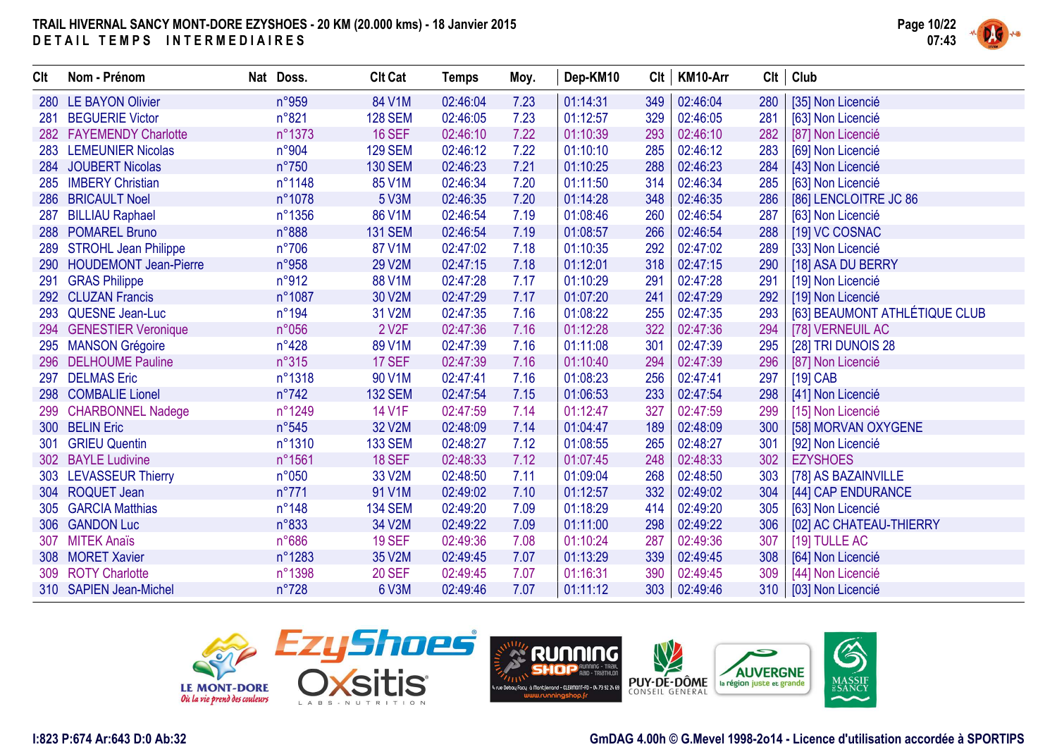# TRAIL HIVERNAL SANCY MONT-DORE EZYSHOES - 20 KM (20.000 kms) - 18 Janvier 2015

## DETAIL TEMPS INTERMEDIAIRES

| Clt | Nom - Prénom | Nat | Doss. | Clt Cat | Temps | Moy. | Dep-KM10 | Clt | KM10-Arr | Clt | Club |
|---|---|---|---|---|---|---|---|---|---|---|---|
| 280 | LE BAYON Olivier | | n°959 | 84 V1M | 02:46:04 | 7.23 | 01:14:31 | 349 | 02:46:04 | 280 | [35] Non Licencié |
| 281 | BEGUERIE Victor | | n°821 | 128 SEM | 02:46:05 | 7.23 | 01:12:57 | 329 | 02:46:05 | 281 | [63] Non Licencié |
| 282 | FAYEMENDY Charlotte | | n°1373 | 16 SEF | 02:46:10 | 7.22 | 01:10:39 | 293 | 02:46:10 | 282 | [87] Non Licencié |
| 283 | LEMEUNIER Nicolas | | n°904 | 129 SEM | 02:46:12 | 7.22 | 01:10:10 | 285 | 02:46:12 | 283 | [69] Non Licencié |
| 284 | JOUBERT Nicolas | | n°750 | 130 SEM | 02:46:23 | 7.21 | 01:10:25 | 288 | 02:46:23 | 284 | [43] Non Licencié |
| 285 | IMBERY Christian | | n°1148 | 85 V1M | 02:46:34 | 7.20 | 01:11:50 | 314 | 02:46:34 | 285 | [63] Non Licencié |
| 286 | BRICAULT Noel | | n°1078 | 5 V3M | 02:46:35 | 7.20 | 01:14:28 | 348 | 02:46:35 | 286 | [86] LENCLOITRE JC 86 |
| 287 | BILLIAU Raphael | | n°1356 | 86 V1M | 02:46:54 | 7.19 | 01:08:46 | 260 | 02:46:54 | 287 | [63] Non Licencié |
| 288 | POMAREL Bruno | | n°888 | 131 SEM | 02:46:54 | 7.19 | 01:08:57 | 266 | 02:46:54 | 288 | [19] VC COSNAC |
| 289 | STROHL Jean Philippe | | n°706 | 87 V1M | 02:47:02 | 7.18 | 01:10:35 | 292 | 02:47:02 | 289 | [33] Non Licencié |
| 290 | HOUDEMONT Jean-Pierre | | n°958 | 29 V2M | 02:47:15 | 7.18 | 01:12:01 | 318 | 02:47:15 | 290 | [18] ASA DU BERRY |
| 291 | GRAS Philippe | | n°912 | 88 V1M | 02:47:28 | 7.17 | 01:10:29 | 291 | 02:47:28 | 291 | [19] Non Licencié |
| 292 | CLUZAN Francis | | n°1087 | 30 V2M | 02:47:29 | 7.17 | 01:07:20 | 241 | 02:47:29 | 292 | [19] Non Licencié |
| 293 | QUESNE Jean-Luc | | n°194 | 31 V2M | 02:47:35 | 7.16 | 01:08:22 | 255 | 02:47:35 | 293 | [63] BEAUMONT ATHLÉTIQUE CLUB |
| 294 | GENESTIER Veronique | | n°056 | 2 V2F | 02:47:36 | 7.16 | 01:12:28 | 322 | 02:47:36 | 294 | [78] VERNEUIL AC |
| 295 | MANSON Grégoire | | n°428 | 89 V1M | 02:47:39 | 7.16 | 01:11:08 | 301 | 02:47:39 | 295 | [28] TRI DUNOIS 28 |
| 296 | DELHOUME Pauline | | n°315 | 17 SEF | 02:47:39 | 7.16 | 01:10:40 | 294 | 02:47:39 | 296 | [87] Non Licencié |
| 297 | DELMAS Eric | | n°1318 | 90 V1M | 02:47:41 | 7.16 | 01:08:23 | 256 | 02:47:41 | 297 | [19] CAB |
| 298 | COMBALIE Lionel | | n°742 | 132 SEM | 02:47:54 | 7.15 | 01:06:53 | 233 | 02:47:54 | 298 | [41] Non Licencié |
| 299 | CHARBONNEL Nadege | | n°1249 | 14 V1F | 02:47:59 | 7.14 | 01:12:47 | 327 | 02:47:59 | 299 | [15] Non Licencié |
| 300 | BELIN Eric | | n°545 | 32 V2M | 02:48:09 | 7.14 | 01:04:47 | 189 | 02:48:09 | 300 | [58] MORVAN OXYGENE |
| 301 | GRIEU Quentin | | n°1310 | 133 SEM | 02:48:27 | 7.12 | 01:08:55 | 265 | 02:48:27 | 301 | [92] Non Licencié |
| 302 | BAYLE Ludivine | | n°1561 | 18 SEF | 02:48:33 | 7.12 | 01:07:45 | 248 | 02:48:33 | 302 | EZYSHOES |
| 303 | LEVASSEUR Thierry | | n°050 | 33 V2M | 02:48:50 | 7.11 | 01:09:04 | 268 | 02:48:50 | 303 | [78] AS BAZAINVILLE |
| 304 | ROQUET Jean | | n°771 | 91 V1M | 02:49:02 | 7.10 | 01:12:57 | 332 | 02:49:02 | 304 | [44] CAP ENDURANCE |
| 305 | GARCIA Matthias | | n°148 | 134 SEM | 02:49:20 | 7.09 | 01:18:29 | 414 | 02:49:20 | 305 | [63] Non Licencié |
| 306 | GANDON Luc | | n°833 | 34 V2M | 02:49:22 | 7.09 | 01:11:00 | 298 | 02:49:22 | 306 | [02] AC CHATEAU-THIERRY |
| 307 | MITEK Anaïs | | n°686 | 19 SEF | 02:49:36 | 7.08 | 01:10:24 | 287 | 02:49:36 | 307 | [19] TULLE AC |
| 308 | MORET Xavier | | n°1283 | 35 V2M | 02:49:45 | 7.07 | 01:13:29 | 339 | 02:49:45 | 308 | [64] Non Licencié |
| 309 | ROTY Charlotte | | n°1398 | 20 SEF | 02:49:45 | 7.07 | 01:16:31 | 390 | 02:49:45 | 309 | [44] Non Licencié |
| 310 | SAPIEN Jean-Michel | | n°728 | 6 V3M | 02:49:46 | 7.07 | 01:11:12 | 303 | 02:49:46 | 310 | [03] Non Licencié |

I:823 P:674 Ar:643 D:0 Ab:32

GmDAG 4.00h © G.Mevel 1998-2o14 - Licence d'utilisation accordée à SPORTIPS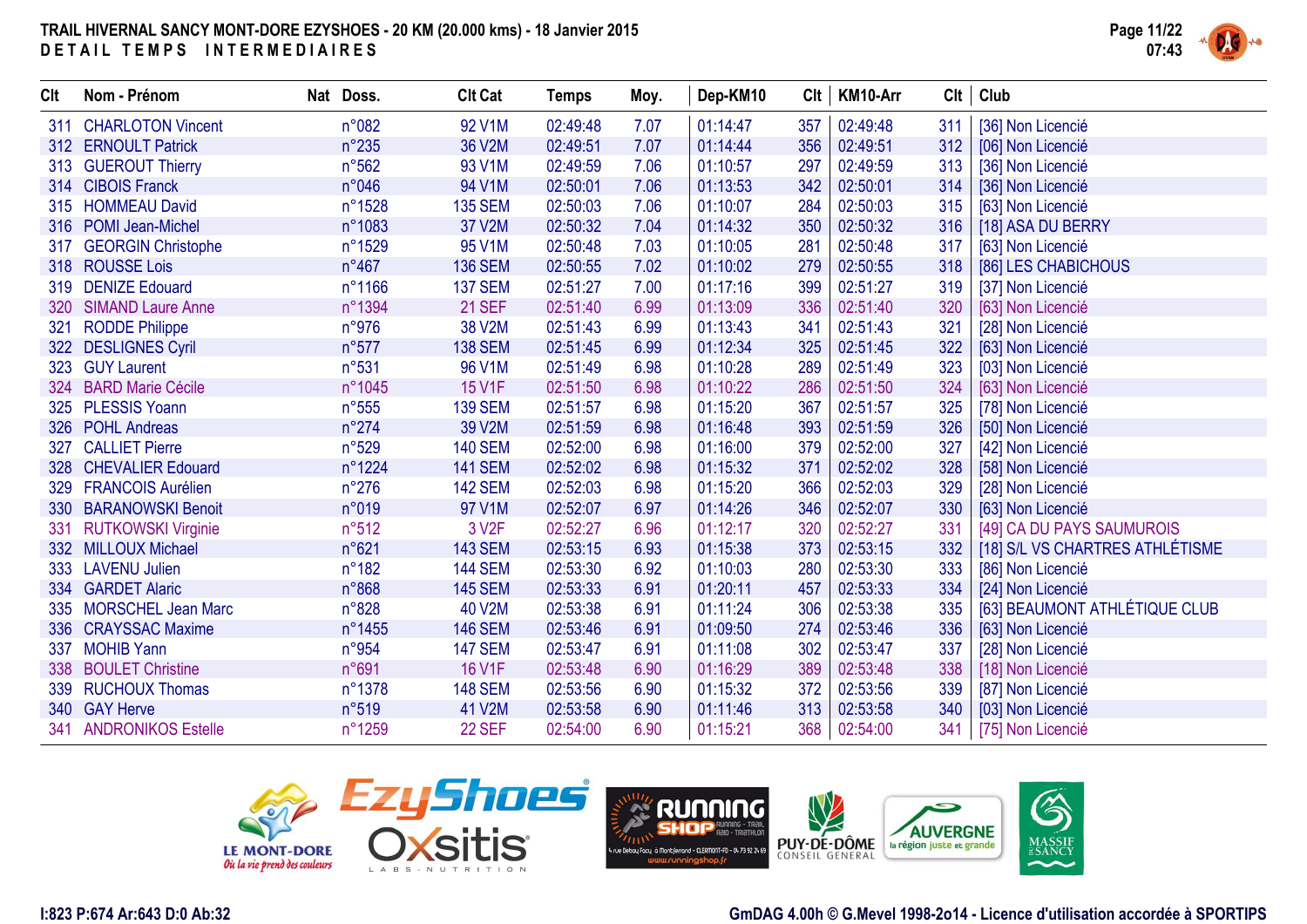# TRAIL HIVERNAL SANCY MONT-DORE EZYSHOES - 20 KM (20.000 kms) - 18 Janvier 2015

## DETAIL TEMPS INTERMEDIAIRES

| Clt | Nom - Prénom | Nat | Doss. | Clt Cat | Temps | Moy. | Dep-KM10 | Clt | KM10-Arr | Clt | Club |
|---|---|---|---|---|---|---|---|---|---|---|---|
| 311 | CHARLOTON Vincent | | n°082 | 92 V1M | 02:49:48 | 7.07 | 01:14:47 | 357 | 02:49:48 | 311 | [36] Non Licencié |
| 312 | ERNOULT Patrick | | n°235 | 36 V2M | 02:49:51 | 7.07 | 01:14:44 | 356 | 02:49:51 | 312 | [06] Non Licencié |
| 313 | GUEROUT Thierry | | n°562 | 93 V1M | 02:49:59 | 7.06 | 01:10:57 | 297 | 02:49:59 | 313 | [36] Non Licencié |
| 314 | CIBOIS Franck | | n°046 | 94 V1M | 02:50:01 | 7.06 | 01:13:53 | 342 | 02:50:01 | 314 | [36] Non Licencié |
| 315 | HOMMEAU David | | n°1528 | 135 SEM | 02:50:03 | 7.06 | 01:10:07 | 284 | 02:50:03 | 315 | [63] Non Licencié |
| 316 | POMI Jean-Michel | | n°1083 | 37 V2M | 02:50:32 | 7.04 | 01:14:32 | 350 | 02:50:32 | 316 | [18] ASA DU BERRY |
| 317 | GEORGIN Christophe | | n°1529 | 95 V1M | 02:50:48 | 7.03 | 01:10:05 | 281 | 02:50:48 | 317 | [63] Non Licencié |
| 318 | ROUSSE Lois | | n°467 | 136 SEM | 02:50:55 | 7.02 | 01:10:02 | 279 | 02:50:55 | 318 | [86] LES CHABICHOUS |
| 319 | DENIZE Edouard | | n°1166 | 137 SEM | 02:51:27 | 7.00 | 01:17:16 | 399 | 02:51:27 | 319 | [37] Non Licencié |
| 320 | SIMAND Laure Anne | | n°1394 | 21 SEF | 02:51:40 | 6.99 | 01:13:09 | 336 | 02:51:40 | 320 | [63] Non Licencié |
| 321 | RODDE Philippe | | n°976 | 38 V2M | 02:51:43 | 6.99 | 01:13:43 | 341 | 02:51:43 | 321 | [28] Non Licencié |
| 322 | DESLIGNES Cyril | | n°577 | 138 SEM | 02:51:45 | 6.99 | 01:12:34 | 325 | 02:51:45 | 322 | [63] Non Licencié |
| 323 | GUY Laurent | | n°531 | 96 V1M | 02:51:49 | 6.98 | 01:10:28 | 289 | 02:51:49 | 323 | [03] Non Licencié |
| 324 | BARD Marie Cécile | | n°1045 | 15 V1F | 02:51:50 | 6.98 | 01:10:22 | 286 | 02:51:50 | 324 | [63] Non Licencié |
| 325 | PLESSIS Yoann | | n°555 | 139 SEM | 02:51:57 | 6.98 | 01:15:20 | 367 | 02:51:57 | 325 | [78] Non Licencié |
| 326 | POHL Andreas | | n°274 | 39 V2M | 02:51:59 | 6.98 | 01:16:48 | 393 | 02:51:59 | 326 | [50] Non Licencié |
| 327 | CALLIET Pierre | | n°529 | 140 SEM | 02:52:00 | 6.98 | 01:16:00 | 379 | 02:52:00 | 327 | [42] Non Licencié |
| 328 | CHEVALIER Edouard | | n°1224 | 141 SEM | 02:52:02 | 6.98 | 01:15:32 | 371 | 02:52:02 | 328 | [58] Non Licencié |
| 329 | FRANCOIS Aurélien | | n°276 | 142 SEM | 02:52:03 | 6.98 | 01:15:20 | 366 | 02:52:03 | 329 | [28] Non Licencié |
| 330 | BARANOWSKI Benoit | | n°019 | 97 V1M | 02:52:07 | 6.97 | 01:14:26 | 346 | 02:52:07 | 330 | [63] Non Licencié |
| 331 | RUTKOWSKI Virginie | | n°512 | 3 V2F | 02:52:27 | 6.96 | 01:12:17 | 320 | 02:52:27 | 331 | [49] CA DU PAYS SAUMUROIS |
| 332 | MILLOUX Michael | | n°621 | 143 SEM | 02:53:15 | 6.93 | 01:15:38 | 373 | 02:53:15 | 332 | [18] S/L VS CHARTRES ATHLÉTISME |
| 333 | LAVENU Julien | | n°182 | 144 SEM | 02:53:30 | 6.92 | 01:10:03 | 280 | 02:53:30 | 333 | [86] Non Licencié |
| 334 | GARDET Alaric | | n°868 | 145 SEM | 02:53:33 | 6.91 | 01:20:11 | 457 | 02:53:33 | 334 | [24] Non Licencié |
| 335 | MORSCHEL Jean Marc | | n°828 | 40 V2M | 02:53:38 | 6.91 | 01:11:24 | 306 | 02:53:38 | 335 | [63] BEAUMONT ATHLÉTIQUE CLUB |
| 336 | CRAYSSAC Maxime | | n°1455 | 146 SEM | 02:53:46 | 6.91 | 01:09:50 | 274 | 02:53:46 | 336 | [63] Non Licencié |
| 337 | MOHIB Yann | | n°954 | 147 SEM | 02:53:47 | 6.91 | 01:11:08 | 302 | 02:53:47 | 337 | [28] Non Licencié |
| 338 | BOULET Christine | | n°691 | 16 V1F | 02:53:48 | 6.90 | 01:16:29 | 389 | 02:53:48 | 338 | [18] Non Licencié |
| 339 | RUCHOUX Thomas | | n°1378 | 148 SEM | 02:53:56 | 6.90 | 01:15:32 | 372 | 02:53:56 | 339 | [87] Non Licencié |
| 340 | GAY Herve | | n°519 | 41 V2M | 02:53:58 | 6.90 | 01:11:46 | 313 | 02:53:58 | 340 | [03] Non Licencié |
| 341 | ANDRONIKOS Estelle | | n°1259 | 22 SEF | 02:54:00 | 6.90 | 01:15:21 | 368 | 02:54:00 | 341 | [75] Non Licencié |

I:823 P:674 Ar:643 D:0 Ab:32

GmDAG 4.00h © G.Mevel 1998-2o14 - Licence d'utilisation accordée à SPORTIPS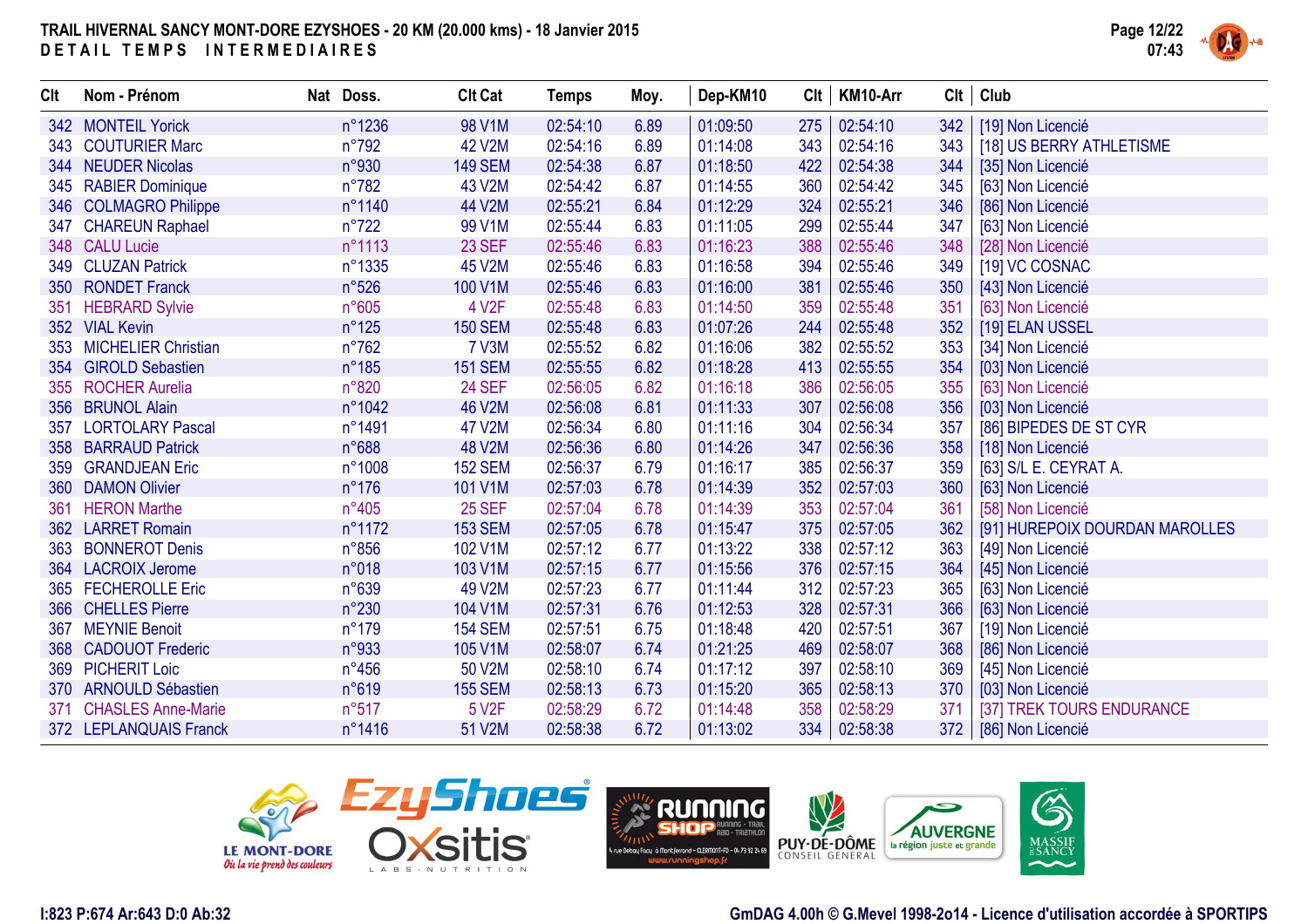**TRAIL HIVERNAL SANCY MONT-DORE EZYSHOES - 20 KM (20.000 kms) - 18 Janvier 2015**

**DETAIL TEMPS INTERMEDIAIRES**

| Clt | Nom - Prénom | Nat | Doss. | Clt Cat | Temps | Moy. | Dep-KM10 | Clt | KM10-Arr | Clt | Club |
|---|---|---|---|---|---|---|---|---|---|---|---|
| 342 | MONTEIL Yorick | | n°1236 | 98 V1M | 02:54:10 | 6.89 | 01:09:50 | 275 | 02:54:10 | 342 | [19] Non Licencié |
| 343 | COUTURIER Marc | | n°792 | 42 V2M | 02:54:16 | 6.89 | 01:14:08 | 343 | 02:54:16 | 343 | [18] US BERRY ATHLETISME |
| 344 | NEUDER Nicolas | | n°930 | 149 SEM | 02:54:38 | 6.87 | 01:18:50 | 422 | 02:54:38 | 344 | [35] Non Licencié |
| 345 | RABIER Dominique | | n°782 | 43 V2M | 02:54:42 | 6.87 | 01:14:55 | 360 | 02:54:42 | 345 | [63] Non Licencié |
| 346 | COLMAGRO Philippe | | n°1140 | 44 V2M | 02:55:21 | 6.84 | 01:12:29 | 324 | 02:55:21 | 346 | [86] Non Licencié |
| 347 | CHAREUN Raphael | | n°722 | 99 V1M | 02:55:44 | 6.83 | 01:11:05 | 299 | 02:55:44 | 347 | [63] Non Licencié |
| 348 | CALU Lucie | | n°1113 | 23 SEF | 02:55:46 | 6.83 | 01:16:23 | 388 | 02:55:46 | 348 | [28] Non Licencié |
| 349 | CLUZAN Patrick | | n°1335 | 45 V2M | 02:55:46 | 6.83 | 01:16:58 | 394 | 02:55:46 | 349 | [19] VC COSNAC |
| 350 | RONDET Franck | | n°526 | 100 V1M | 02:55:46 | 6.83 | 01:16:00 | 381 | 02:55:46 | 350 | [43] Non Licencié |
| 351 | HEBRARD Sylvie | | n°605 | 4 V2F | 02:55:48 | 6.83 | 01:14:50 | 359 | 02:55:48 | 351 | [63] Non Licencié |
| 352 | VIAL Kevin | | n°125 | 150 SEM | 02:55:48 | 6.83 | 01:07:26 | 244 | 02:55:48 | 352 | [19] ELAN USSEL |
| 353 | MICHELIER Christian | | n°762 | 7 V3M | 02:55:52 | 6.82 | 01:16:06 | 382 | 02:55:52 | 353 | [34] Non Licencié |
| 354 | GIROLD Sebastien | | n°185 | 151 SEM | 02:55:55 | 6.82 | 01:18:28 | 413 | 02:55:55 | 354 | [03] Non Licencié |
| 355 | ROCHER Aurelia | | n°820 | 24 SEF | 02:56:05 | 6.82 | 01:16:18 | 386 | 02:56:05 | 355 | [63] Non Licencié |
| 356 | BRUNOL Alain | | n°1042 | 46 V2M | 02:56:08 | 6.81 | 01:11:33 | 307 | 02:56:08 | 356 | [03] Non Licencié |
| 357 | LORTOLARY Pascal | | n°1491 | 47 V2M | 02:56:34 | 6.80 | 01:11:16 | 304 | 02:56:34 | 357 | [86] BIPEDES DE ST CYR |
| 358 | BARRAUD Patrick | | n°688 | 48 V2M | 02:56:36 | 6.80 | 01:14:26 | 347 | 02:56:36 | 358 | [18] Non Licencié |
| 359 | GRANDJEAN Eric | | n°1008 | 152 SEM | 02:56:37 | 6.79 | 01:16:17 | 385 | 02:56:37 | 359 | [63] S/L E. CEYRAT A. |
| 360 | DAMON Olivier | | n°176 | 101 V1M | 02:57:03 | 6.78 | 01:14:39 | 352 | 02:57:03 | 360 | [63] Non Licencié |
| 361 | HERON Marthe | | n°405 | 25 SEF | 02:57:04 | 6.78 | 01:14:39 | 353 | 02:57:04 | 361 | [58] Non Licencié |
| 362 | LARRET Romain | | n°1172 | 153 SEM | 02:57:05 | 6.78 | 01:15:47 | 375 | 02:57:05 | 362 | [91] HUREPOIX DOURDAN MAROLLES |
| 363 | BONNEROT Denis | | n°856 | 102 V1M | 02:57:12 | 6.77 | 01:13:22 | 338 | 02:57:12 | 363 | [49] Non Licencié |
| 364 | LACROIX Jerome | | n°018 | 103 V1M | 02:57:15 | 6.77 | 01:15:56 | 376 | 02:57:15 | 364 | [45] Non Licencié |
| 365 | FECHEROLLE Eric | | n°639 | 49 V2M | 02:57:23 | 6.77 | 01:11:44 | 312 | 02:57:23 | 365 | [63] Non Licencié |
| 366 | CHELLES Pierre | | n°230 | 104 V1M | 02:57:31 | 6.76 | 01:12:53 | 328 | 02:57:31 | 366 | [63] Non Licencié |
| 367 | MEYNIE Benoit | | n°179 | 154 SEM | 02:57:51 | 6.75 | 01:18:48 | 420 | 02:57:51 | 367 | [19] Non Licencié |
| 368 | CADOUOT Frederic | | n°933 | 105 V1M | 02:58:07 | 6.74 | 01:21:25 | 469 | 02:58:07 | 368 | [86] Non Licencié |
| 369 | PICHERIT Loic | | n°456 | 50 V2M | 02:58:10 | 6.74 | 01:17:12 | 397 | 02:58:10 | 369 | [45] Non Licencié |
| 370 | ARNOULD Sébastien | | n°619 | 155 SEM | 02:58:13 | 6.73 | 01:15:20 | 365 | 02:58:13 | 370 | [03] Non Licencié |
| 371 | CHASLES Anne-Marie | | n°517 | 5 V2F | 02:58:29 | 6.72 | 01:14:48 | 358 | 02:58:29 | 371 | [37] TREK TOURS ENDURANCE |
| 372 | LEPLANQUAIS Franck | | n°1416 | 51 V2M | 02:58:38 | 6.72 | 01:13:02 | 334 | 02:58:38 | 372 | [86] Non Licencié |

I:823 P:674 Ar:643 D:0 Ab:32

GmDAG 4.00h © G.Mevel 1998-2o14 - Licence d'utilisation accordée à SPORTIPS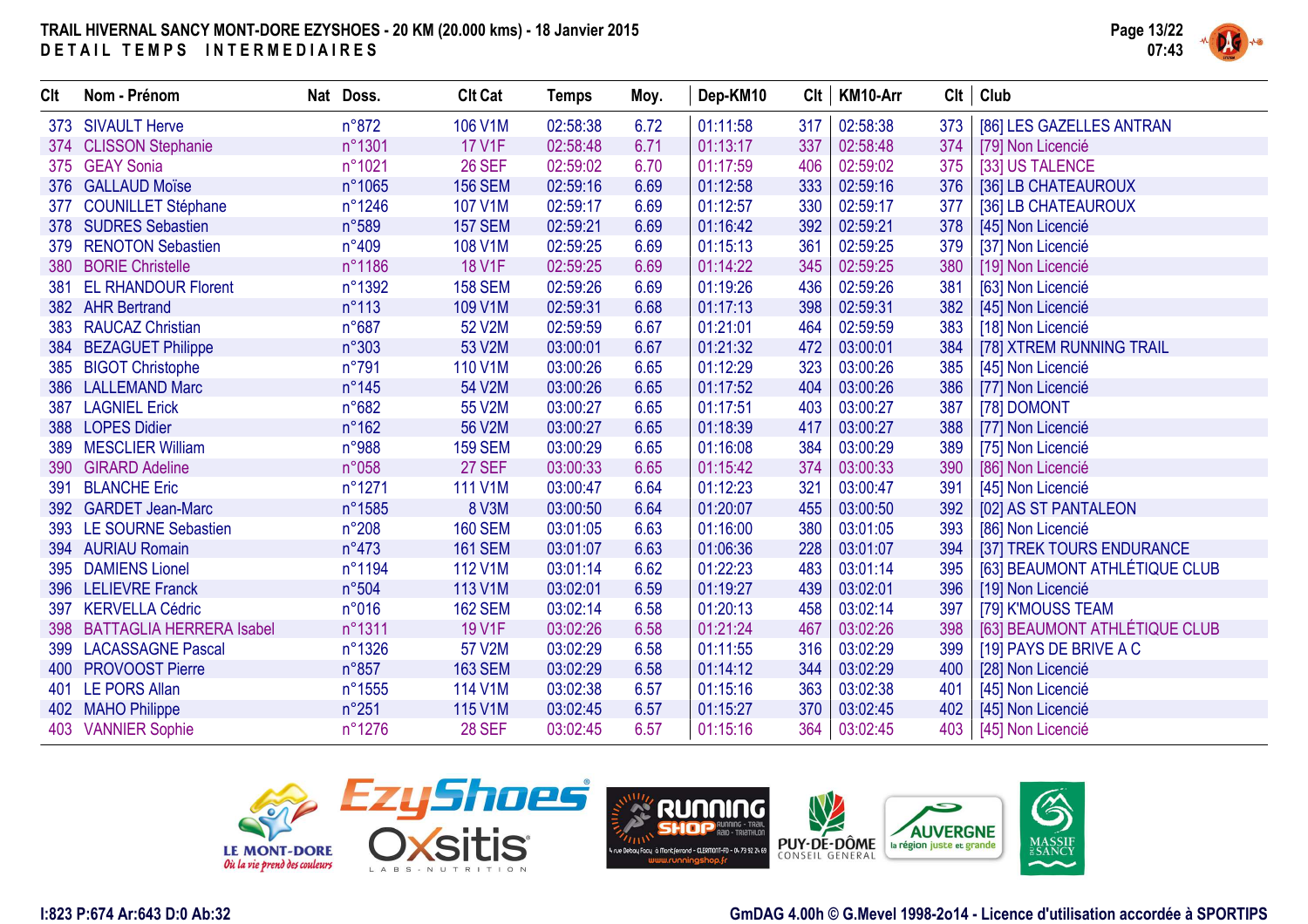**TRAIL HIVERNAL SANCY MONT-DORE EZYSHOES - 20 KM (20.000 kms) - 18 Janvier 2015**
**DETAIL TEMPS INTERMEDIAIRES**

| Clt | Nom - Prénom | Nat | Doss. | Clt Cat | Temps | Moy. | Dep-KM10 | Clt | KM10-Arr | Clt | Club |
|---|---|---|---|---|---|---|---|---|---|---|---|
| 373 | SIVAULT Herve | | n°872 | 106 V1M | 02:58:38 | 6.72 | 01:11:58 | 317 | 02:58:38 | 373 | [86] LES GAZELLES ANTRAN |
| 374 | CLISSON Stephanie | | n°1301 | 17 V1F | 02:58:48 | 6.71 | 01:13:17 | 337 | 02:58:48 | 374 | [79] Non Licencié |
| 375 | GEAY Sonia | | n°1021 | 26 SEF | 02:59:02 | 6.70 | 01:17:59 | 406 | 02:59:02 | 375 | [33] US TALENCE |
| 376 | GALLAUD Moïse | | n°1065 | 156 SEM | 02:59:16 | 6.69 | 01:12:58 | 333 | 02:59:16 | 376 | [36] LB CHATEAUROUX |
| 377 | COUNILLET Stéphane | | n°1246 | 107 V1M | 02:59:17 | 6.69 | 01:12:57 | 330 | 02:59:17 | 377 | [36] LB CHATEAUROUX |
| 378 | SUDRES Sebastien | | n°589 | 157 SEM | 02:59:21 | 6.69 | 01:16:42 | 392 | 02:59:21 | 378 | [45] Non Licencié |
| 379 | RENOTON Sebastien | | n°409 | 108 V1M | 02:59:25 | 6.69 | 01:15:13 | 361 | 02:59:25 | 379 | [37] Non Licencié |
| 380 | BORIE Christelle | | n°1186 | 18 V1F | 02:59:25 | 6.69 | 01:14:22 | 345 | 02:59:25 | 380 | [19] Non Licencié |
| 381 | EL RHANDOUR Florent | | n°1392 | 158 SEM | 02:59:26 | 6.69 | 01:19:26 | 436 | 02:59:26 | 381 | [63] Non Licencié |
| 382 | AHR Bertrand | | n°113 | 109 V1M | 02:59:31 | 6.68 | 01:17:13 | 398 | 02:59:31 | 382 | [45] Non Licencié |
| 383 | RAUCAZ Christian | | n°687 | 52 V2M | 02:59:59 | 6.67 | 01:21:01 | 464 | 02:59:59 | 383 | [18] Non Licencié |
| 384 | BEZAGUET Philippe | | n°303 | 53 V2M | 03:00:01 | 6.67 | 01:21:32 | 472 | 03:00:01 | 384 | [78] XTREM RUNNING TRAIL |
| 385 | BIGOT Christophe | | n°791 | 110 V1M | 03:00:26 | 6.65 | 01:12:29 | 323 | 03:00:26 | 385 | [45] Non Licencié |
| 386 | LALLEMAND Marc | | n°145 | 54 V2M | 03:00:26 | 6.65 | 01:17:52 | 404 | 03:00:26 | 386 | [77] Non Licencié |
| 387 | LAGNIEL Erick | | n°682 | 55 V2M | 03:00:27 | 6.65 | 01:17:51 | 403 | 03:00:27 | 387 | [78] DOMONT |
| 388 | LOPES Didier | | n°162 | 56 V2M | 03:00:27 | 6.65 | 01:18:39 | 417 | 03:00:27 | 388 | [77] Non Licencié |
| 389 | MESCLIER William | | n°988 | 159 SEM | 03:00:29 | 6.65 | 01:16:08 | 384 | 03:00:29 | 389 | [75] Non Licencié |
| 390 | GIRARD Adeline | | n°058 | 27 SEF | 03:00:33 | 6.65 | 01:15:42 | 374 | 03:00:33 | 390 | [86] Non Licencié |
| 391 | BLANCHE Eric | | n°1271 | 111 V1M | 03:00:47 | 6.64 | 01:12:23 | 321 | 03:00:47 | 391 | [45] Non Licencié |
| 392 | GARDET Jean-Marc | | n°1585 | 8 V3M | 03:00:50 | 6.64 | 01:20:07 | 455 | 03:00:50 | 392 | [02] AS ST PANTALEON |
| 393 | LE SOURNE Sebastien | | n°208 | 160 SEM | 03:01:05 | 6.63 | 01:16:00 | 380 | 03:01:05 | 393 | [86] Non Licencié |
| 394 | AURIAU Romain | | n°473 | 161 SEM | 03:01:07 | 6.63 | 01:06:36 | 228 | 03:01:07 | 394 | [37] TREK TOURS ENDURANCE |
| 395 | DAMIENS Lionel | | n°1194 | 112 V1M | 03:01:14 | 6.62 | 01:22:23 | 483 | 03:01:14 | 395 | [63] BEAUMONT ATHLÉTIQUE CLUB |
| 396 | LELIEVRE Franck | | n°504 | 113 V1M | 03:02:01 | 6.59 | 01:19:27 | 439 | 03:02:01 | 396 | [19] Non Licencié |
| 397 | KERVELLA Cédric | | n°016 | 162 SEM | 03:02:14 | 6.58 | 01:20:13 | 458 | 03:02:14 | 397 | [79] K'MOUSS TEAM |
| 398 | BATTAGLIA HERRERA Isabel | | n°1311 | 19 V1F | 03:02:26 | 6.58 | 01:21:24 | 467 | 03:02:26 | 398 | [63] BEAUMONT ATHLÉTIQUE CLUB |
| 399 | LACASSAGNE Pascal | | n°1326 | 57 V2M | 03:02:29 | 6.58 | 01:11:55 | 316 | 03:02:29 | 399 | [19] PAYS DE BRIVE A C |
| 400 | PROVOOST Pierre | | n°857 | 163 SEM | 03:02:29 | 6.58 | 01:14:12 | 344 | 03:02:29 | 400 | [28] Non Licencié |
| 401 | LE PORS Allan | | n°1555 | 114 V1M | 03:02:38 | 6.57 | 01:15:16 | 363 | 03:02:38 | 401 | [45] Non Licencié |
| 402 | MAHO Philippe | | n°251 | 115 V1M | 03:02:45 | 6.57 | 01:15:27 | 370 | 03:02:45 | 402 | [45] Non Licencié |
| 403 | VANNIER Sophie | | n°1276 | 28 SEF | 03:02:45 | 6.57 | 01:15:16 | 364 | 03:02:45 | 403 | [45] Non Licencié |

I:823 P:674 Ar:643 D:0 Ab:32

GmDAG 4.00h © G.Mevel 1998-2o14 - Licence d'utilisation accordée à SPORTIPS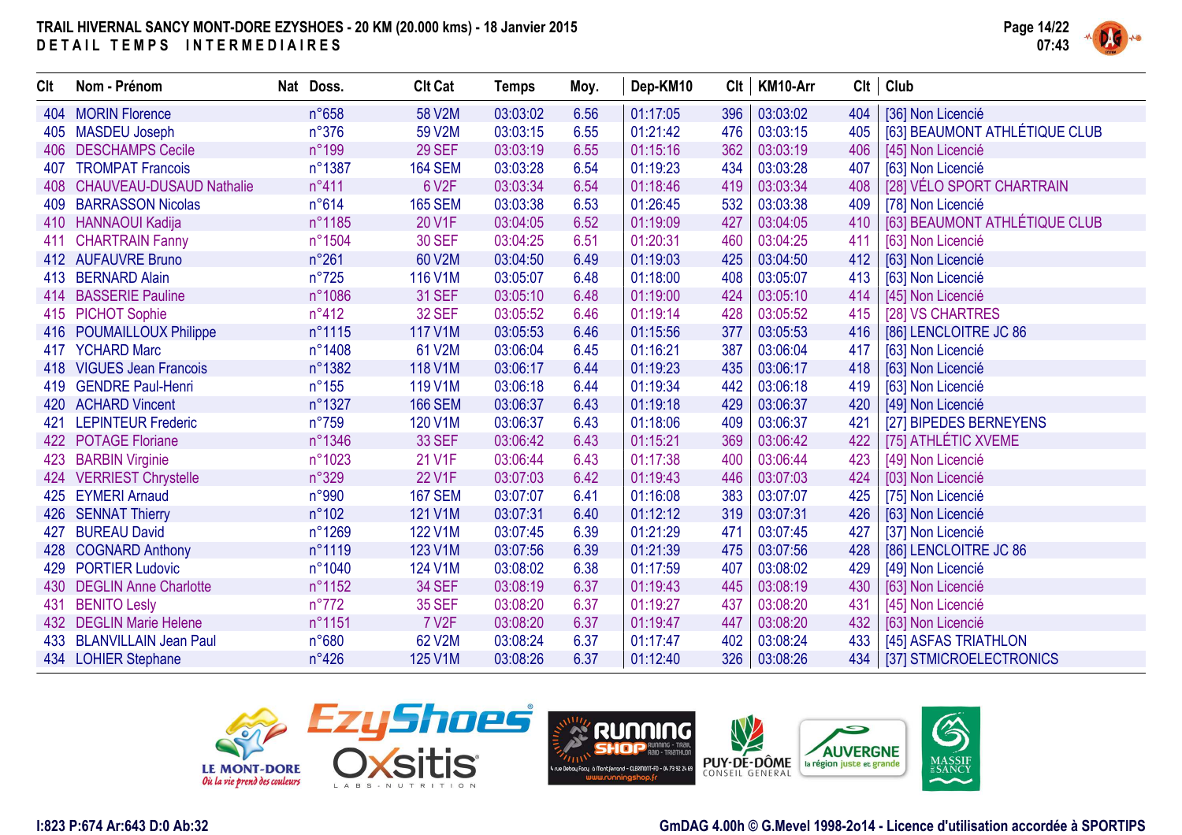**TRAIL HIVERNAL SANCY MONT-DORE EZYSHOES - 20 KM (20.000 kms) - 18 Janvier 2015**
**DETAIL TEMPS INTERMEDIAIRES**

| Clt | Nom - Prénom | Nat | Doss. | Clt Cat | Temps | Moy. | Dep-KM10 | Clt | KM10-Arr | Clt | Club |
|---|---|---|---|---|---|---|---|---|---|---|---|
| 404 | MORIN Florence | | n°658 | 58 V2M | 03:03:02 | 6.56 | 01:17:05 | 396 | 03:03:02 | 404 | [36] Non Licencié |
| 405 | MASDEU Joseph | | n°376 | 59 V2M | 03:03:15 | 6.55 | 01:21:42 | 476 | 03:03:15 | 405 | [63] BEAUMONT ATHLÉTIQUE CLUB |
| 406 | DESCHAMPS Cecile | | n°199 | 29 SEF | 03:03:19 | 6.55 | 01:15:16 | 362 | 03:03:19 | 406 | [45] Non Licencié |
| 407 | TROMPAT Francois | | n°1387 | 164 SEM | 03:03:28 | 6.54 | 01:19:23 | 434 | 03:03:28 | 407 | [63] Non Licencié |
| 408 | CHAUVEAU-DUSAUD Nathalie | | n°411 | 6 V2F | 03:03:34 | 6.54 | 01:18:46 | 419 | 03:03:34 | 408 | [28] VÉLO SPORT CHARTRAIN |
| 409 | BARRASSON Nicolas | | n°614 | 165 SEM | 03:03:38 | 6.53 | 01:26:45 | 532 | 03:03:38 | 409 | [78] Non Licencié |
| 410 | HANNAOUI Kadija | | n°1185 | 20 V1F | 03:04:05 | 6.52 | 01:19:09 | 427 | 03:04:05 | 410 | [63] BEAUMONT ATHLÉTIQUE CLUB |
| 411 | CHARTRAIN Fanny | | n°1504 | 30 SEF | 03:04:25 | 6.51 | 01:20:31 | 460 | 03:04:25 | 411 | [63] Non Licencié |
| 412 | AUFAUVRE Bruno | | n°261 | 60 V2M | 03:04:50 | 6.49 | 01:19:03 | 425 | 03:04:50 | 412 | [63] Non Licencié |
| 413 | BERNARD Alain | | n°725 | 116 V1M | 03:05:07 | 6.48 | 01:18:00 | 408 | 03:05:07 | 413 | [63] Non Licencié |
| 414 | BASSERIE Pauline | | n°1086 | 31 SEF | 03:05:10 | 6.48 | 01:19:00 | 424 | 03:05:10 | 414 | [45] Non Licencié |
| 415 | PICHOT Sophie | | n°412 | 32 SEF | 03:05:52 | 6.46 | 01:19:14 | 428 | 03:05:52 | 415 | [28] VS CHARTRES |
| 416 | POUMAILLOUX Philippe | | n°1115 | 117 V1M | 03:05:53 | 6.46 | 01:15:56 | 377 | 03:05:53 | 416 | [86] LENCLOITRE JC 86 |
| 417 | YCHARD Marc | | n°1408 | 61 V2M | 03:06:04 | 6.45 | 01:16:21 | 387 | 03:06:04 | 417 | [63] Non Licencié |
| 418 | VIGUES Jean Francois | | n°1382 | 118 V1M | 03:06:17 | 6.44 | 01:19:23 | 435 | 03:06:17 | 418 | [63] Non Licencié |
| 419 | GENDRE Paul-Henri | | n°155 | 119 V1M | 03:06:18 | 6.44 | 01:19:34 | 442 | 03:06:18 | 419 | [63] Non Licencié |
| 420 | ACHARD Vincent | | n°1327 | 166 SEM | 03:06:37 | 6.43 | 01:19:18 | 429 | 03:06:37 | 420 | [49] Non Licencié |
| 421 | LEPINTEUR Frederic | | n°759 | 120 V1M | 03:06:37 | 6.43 | 01:18:06 | 409 | 03:06:37 | 421 | [27] BIPEDES BERNEYENS |
| 422 | POTAGE Floriane | | n°1346 | 33 SEF | 03:06:42 | 6.43 | 01:15:21 | 369 | 03:06:42 | 422 | [75] ATHLÉTIC XVEME |
| 423 | BARBIN Virginie | | n°1023 | 21 V1F | 03:06:44 | 6.43 | 01:17:38 | 400 | 03:06:44 | 423 | [49] Non Licencié |
| 424 | VERRIEST Chrystelle | | n°329 | 22 V1F | 03:07:03 | 6.42 | 01:19:43 | 446 | 03:07:03 | 424 | [03] Non Licencié |
| 425 | EYMERI Arnaud | | n°990 | 167 SEM | 03:07:07 | 6.41 | 01:16:08 | 383 | 03:07:07 | 425 | [75] Non Licencié |
| 426 | SENNAT Thierry | | n°102 | 121 V1M | 03:07:31 | 6.40 | 01:12:12 | 319 | 03:07:31 | 426 | [63] Non Licencié |
| 427 | BUREAU David | | n°1269 | 122 V1M | 03:07:45 | 6.39 | 01:21:29 | 471 | 03:07:45 | 427 | [37] Non Licencié |
| 428 | COGNARD Anthony | | n°1119 | 123 V1M | 03:07:56 | 6.39 | 01:21:39 | 475 | 03:07:56 | 428 | [86] LENCLOITRE JC 86 |
| 429 | PORTIER Ludovic | | n°1040 | 124 V1M | 03:08:02 | 6.38 | 01:17:59 | 407 | 03:08:02 | 429 | [49] Non Licencié |
| 430 | DEGLIN Anne Charlotte | | n°1152 | 34 SEF | 03:08:19 | 6.37 | 01:19:43 | 445 | 03:08:19 | 430 | [63] Non Licencié |
| 431 | BENITO Lesly | | n°772 | 35 SEF | 03:08:20 | 6.37 | 01:19:27 | 437 | 03:08:20 | 431 | [45] Non Licencié |
| 432 | DEGLIN Marie Helene | | n°1151 | 7 V2F | 03:08:20 | 6.37 | 01:19:47 | 447 | 03:08:20 | 432 | [63] Non Licencié |
| 433 | BLANVILLAIN Jean Paul | | n°680 | 62 V2M | 03:08:24 | 6.37 | 01:17:47 | 402 | 03:08:24 | 433 | [45] ASFAS TRIATHLON |
| 434 | LOHIER Stephane | | n°426 | 125 V1M | 03:08:26 | 6.37 | 01:12:40 | 326 | 03:08:26 | 434 | [37] STMICROELECTRONICS |

I:823 P:674 Ar:643 D:0 Ab:32

GmDAG 4.00h © G.Mevel 1998-2o14 - Licence d'utilisation accordée à SPORTIPS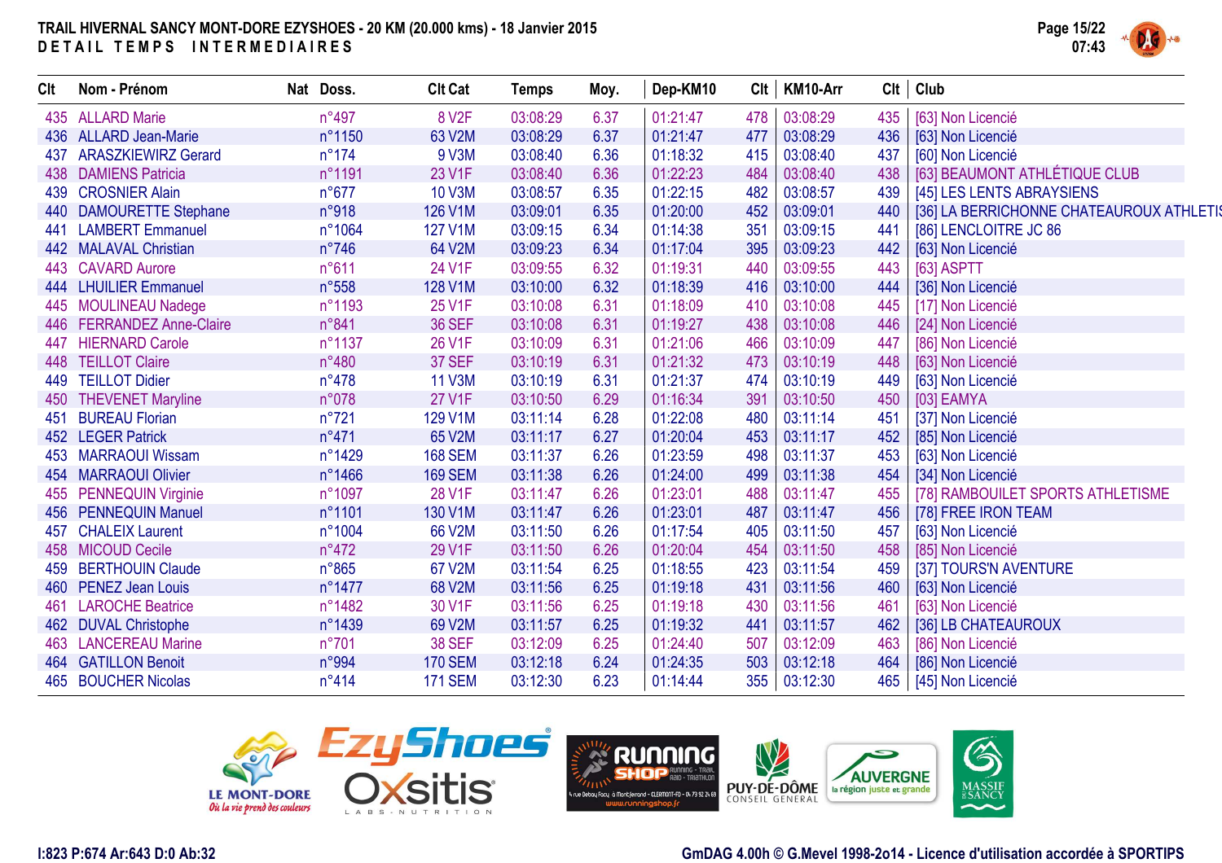# TRAIL HIVERNAL SANCY MONT-DORE EZYSHOES - 20 KM (20.000 kms) - 18 Janvier 2015

## DETAIL TEMPS INTERMEDIAIRES

| Clt | Nom - Prénom | Nat | Doss. | Clt Cat | Temps | Moy. | Dep-KM10 | Clt | KM10-Arr | Clt | Club |
|---|---|---|---|---|---|---|---|---|---|---|---|
| 435 | ALLARD Marie | | n°497 | 8 V2F | 03:08:29 | 6.37 | 01:21:47 | 478 | 03:08:29 | 435 | [63] Non Licencié |
| 436 | ALLARD Jean-Marie | | n°1150 | 63 V2M | 03:08:29 | 6.37 | 01:21:47 | 477 | 03:08:29 | 436 | [63] Non Licencié |
| 437 | ARASZKIEWIRZ Gerard | | n°174 | 9 V3M | 03:08:40 | 6.36 | 01:18:32 | 415 | 03:08:40 | 437 | [60] Non Licencié |
| 438 | DAMIENS Patricia | | n°1191 | 23 V1F | 03:08:40 | 6.36 | 01:22:23 | 484 | 03:08:40 | 438 | [63] BEAUMONT ATHLÉTIQUE CLUB |
| 439 | CROSNIER Alain | | n°677 | 10 V3M | 03:08:57 | 6.35 | 01:22:15 | 482 | 03:08:57 | 439 | [45] LES LENTS ABRAYSIENS |
| 440 | DAMOURETTE Stephane | | n°918 | 126 V1M | 03:09:01 | 6.35 | 01:20:00 | 452 | 03:09:01 | 440 | [36] LA BERRICHONNE CHATEAUROUX ATHLETIS |
| 441 | LAMBERT Emmanuel | | n°1064 | 127 V1M | 03:09:15 | 6.34 | 01:14:38 | 351 | 03:09:15 | 441 | [86] LENCLOITRE JC 86 |
| 442 | MALAVAL Christian | | n°746 | 64 V2M | 03:09:23 | 6.34 | 01:17:04 | 395 | 03:09:23 | 442 | [63] Non Licencié |
| 443 | CAVARD Aurore | | n°611 | 24 V1F | 03:09:55 | 6.32 | 01:19:31 | 440 | 03:09:55 | 443 | [63] ASPTT |
| 444 | LHUILIER Emmanuel | | n°558 | 128 V1M | 03:10:00 | 6.32 | 01:18:39 | 416 | 03:10:00 | 444 | [36] Non Licencié |
| 445 | MOULINEAU Nadege | | n°1193 | 25 V1F | 03:10:08 | 6.31 | 01:18:09 | 410 | 03:10:08 | 445 | [17] Non Licencié |
| 446 | FERRANDEZ Anne-Claire | | n°841 | 36 SEF | 03:10:08 | 6.31 | 01:19:27 | 438 | 03:10:08 | 446 | [24] Non Licencié |
| 447 | HIERNARD Carole | | n°1137 | 26 V1F | 03:10:09 | 6.31 | 01:21:06 | 466 | 03:10:09 | 447 | [86] Non Licencié |
| 448 | TEILLOT Claire | | n°480 | 37 SEF | 03:10:19 | 6.31 | 01:21:32 | 473 | 03:10:19 | 448 | [63] Non Licencié |
| 449 | TEILLOT Didier | | n°478 | 11 V3M | 03:10:19 | 6.31 | 01:21:37 | 474 | 03:10:19 | 449 | [63] Non Licencié |
| 450 | THEVENET Maryline | | n°078 | 27 V1F | 03:10:50 | 6.29 | 01:16:34 | 391 | 03:10:50 | 450 | [03] EAMYA |
| 451 | BUREAU Florian | | n°721 | 129 V1M | 03:11:14 | 6.28 | 01:22:08 | 480 | 03:11:14 | 451 | [37] Non Licencié |
| 452 | LEGER Patrick | | n°471 | 65 V2M | 03:11:17 | 6.27 | 01:20:04 | 453 | 03:11:17 | 452 | [85] Non Licencié |
| 453 | MARRAOUI Wissam | | n°1429 | 168 SEM | 03:11:37 | 6.26 | 01:23:59 | 498 | 03:11:37 | 453 | [63] Non Licencié |
| 454 | MARRAOUI Olivier | | n°1466 | 169 SEM | 03:11:38 | 6.26 | 01:24:00 | 499 | 03:11:38 | 454 | [34] Non Licencié |
| 455 | PENNEQUIN Virginie | | n°1097 | 28 V1F | 03:11:47 | 6.26 | 01:23:01 | 488 | 03:11:47 | 455 | [78] RAMBOUILLET SPORTS ATHLETISME |
| 456 | PENNEQUIN Manuel | | n°1101 | 130 V1M | 03:11:47 | 6.26 | 01:23:01 | 487 | 03:11:47 | 456 | [78] FREE IRON TEAM |
| 457 | CHALEIX Laurent | | n°1004 | 66 V2M | 03:11:50 | 6.26 | 01:17:54 | 405 | 03:11:50 | 457 | [63] Non Licencié |
| 458 | MICOUD Cecile | | n°472 | 29 V1F | 03:11:50 | 6.26 | 01:20:04 | 454 | 03:11:50 | 458 | [85] Non Licencié |
| 459 | BERTHOUIN Claude | | n°865 | 67 V2M | 03:11:54 | 6.25 | 01:18:55 | 423 | 03:11:54 | 459 | [37] TOURS'N AVENTURE |
| 460 | PENEZ Jean Louis | | n°1477 | 68 V2M | 03:11:56 | 6.25 | 01:19:18 | 431 | 03:11:56 | 460 | [63] Non Licencié |
| 461 | LAROCHE Beatrice | | n°1482 | 30 V1F | 03:11:56 | 6.25 | 01:19:18 | 430 | 03:11:56 | 461 | [63] Non Licencié |
| 462 | DUVAL Christophe | | n°1439 | 69 V2M | 03:11:57 | 6.25 | 01:19:32 | 441 | 03:11:57 | 462 | [36] LB CHATEAUROUX |
| 463 | LANCEREAU Marine | | n°701 | 38 SEF | 03:12:09 | 6.25 | 01:24:40 | 507 | 03:12:09 | 463 | [86] Non Licencié |
| 464 | GATILLON Benoit | | n°994 | 170 SEM | 03:12:18 | 6.24 | 01:24:35 | 503 | 03:12:18 | 464 | [86] Non Licencié |
| 465 | BOUCHER Nicolas | | n°414 | 171 SEM | 03:12:30 | 6.23 | 01:14:44 | 355 | 03:12:30 | 465 | [45] Non Licencié |

I:823 P:674 Ar:643 D:0 Ab:32

GmDAG 4.00h © G.Mevel 1998-2o14 - Licence d'utilisation accordée à SPORTIPS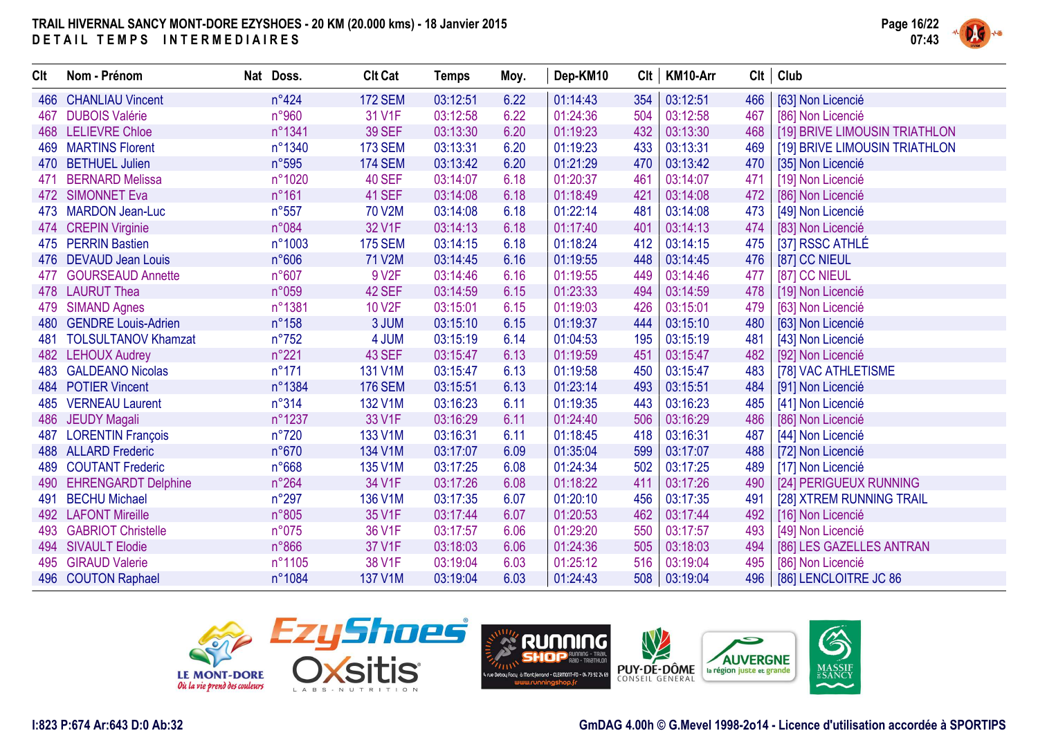**TRAIL HIVERNAL SANCY MONT-DORE EZYSHOES - 20 KM (20.000 kms) - 18 Janvier 2015**
**DETAIL TEMPS INTERMEDIAIRES**

| Clt | Nom - Prénom | Nat | Doss. | Clt Cat | Temps | Moy. | Dep-KM10 | Clt | KM10-Arr | Clt | Club |
|---|---|---|---|---|---|---|---|---|---|---|---|
| 466 | CHANLIAU Vincent | | n°424 | 172 SEM | 03:12:51 | 6.22 | 01:14:43 | 354 | 03:12:51 | 466 | [63] Non Licencié |
| 467 | DUBOIS Valérie | | n°960 | 31 V1F | 03:12:58 | 6.22 | 01:24:36 | 504 | 03:12:58 | 467 | [86] Non Licencié |
| 468 | LELIEVRE Chloe | | n°1341 | 39 SEF | 03:13:30 | 6.20 | 01:19:23 | 432 | 03:13:30 | 468 | [19] BRIVE LIMOUSIN TRIATHLON |
| 469 | MARTINS Florent | | n°1340 | 173 SEM | 03:13:31 | 6.20 | 01:19:23 | 433 | 03:13:31 | 469 | [19] BRIVE LIMOUSIN TRIATHLON |
| 470 | BETHUEL Julien | | n°595 | 174 SEM | 03:13:42 | 6.20 | 01:21:29 | 470 | 03:13:42 | 470 | [35] Non Licencié |
| 471 | BERNARD Melissa | | n°1020 | 40 SEF | 03:14:07 | 6.18 | 01:20:37 | 461 | 03:14:07 | 471 | [19] Non Licencié |
| 472 | SIMONNET Eva | | n°161 | 41 SEF | 03:14:08 | 6.18 | 01:18:49 | 421 | 03:14:08 | 472 | [86] Non Licencié |
| 473 | MARDON Jean-Luc | | n°557 | 70 V2M | 03:14:08 | 6.18 | 01:22:14 | 481 | 03:14:08 | 473 | [49] Non Licencié |
| 474 | CREPIN Virginie | | n°084 | 32 V1F | 03:14:13 | 6.18 | 01:17:40 | 401 | 03:14:13 | 474 | [83] Non Licencié |
| 475 | PERRIN Bastien | | n°1003 | 175 SEM | 03:14:15 | 6.18 | 01:18:24 | 412 | 03:14:15 | 475 | [37] RSSC ATHLÉ |
| 476 | DEVAUD Jean Louis | | n°606 | 71 V2M | 03:14:45 | 6.16 | 01:19:55 | 448 | 03:14:45 | 476 | [87] CC NIEUL |
| 477 | GOURSEAUD Annette | | n°607 | 9 V2F | 03:14:46 | 6.16 | 01:19:55 | 449 | 03:14:46 | 477 | [87] CC NIEUL |
| 478 | LAURUT Thea | | n°059 | 42 SEF | 03:14:59 | 6.15 | 01:23:33 | 494 | 03:14:59 | 478 | [19] Non Licencié |
| 479 | SIMAND Agnes | | n°1381 | 10 V2F | 03:15:01 | 6.15 | 01:19:03 | 426 | 03:15:01 | 479 | [63] Non Licencié |
| 480 | GENDRE Louis-Adrien | | n°158 | 3 JUM | 03:15:10 | 6.15 | 01:19:37 | 444 | 03:15:10 | 480 | [63] Non Licencié |
| 481 | TOLSULTANOV Khamzat | | n°752 | 4 JUM | 03:15:19 | 6.14 | 01:04:53 | 195 | 03:15:19 | 481 | [43] Non Licencié |
| 482 | LEHOUX Audrey | | n°221 | 43 SEF | 03:15:47 | 6.13 | 01:19:59 | 451 | 03:15:47 | 482 | [92] Non Licencié |
| 483 | GALDEANO Nicolas | | n°171 | 131 V1M | 03:15:47 | 6.13 | 01:19:58 | 450 | 03:15:47 | 483 | [78] VAC ATHLETISME |
| 484 | POTIER Vincent | | n°1384 | 176 SEM | 03:15:51 | 6.13 | 01:23:14 | 493 | 03:15:51 | 484 | [91] Non Licencié |
| 485 | VERNEAU Laurent | | n°314 | 132 V1M | 03:16:23 | 6.11 | 01:19:35 | 443 | 03:16:23 | 485 | [41] Non Licencié |
| 486 | JEUDY Magali | | n°1237 | 33 V1F | 03:16:29 | 6.11 | 01:24:40 | 506 | 03:16:29 | 486 | [86] Non Licencié |
| 487 | LORENTIN François | | n°720 | 133 V1M | 03:16:31 | 6.11 | 01:18:45 | 418 | 03:16:31 | 487 | [44] Non Licencié |
| 488 | ALLARD Frederic | | n°670 | 134 V1M | 03:17:07 | 6.09 | 01:35:04 | 599 | 03:17:07 | 488 | [72] Non Licencié |
| 489 | COUTANT Frederic | | n°668 | 135 V1M | 03:17:25 | 6.08 | 01:24:34 | 502 | 03:17:25 | 489 | [17] Non Licencié |
| 490 | EHRENGARDT Delphine | | n°264 | 34 V1F | 03:17:26 | 6.08 | 01:18:22 | 411 | 03:17:26 | 490 | [24] PERIGUEUX RUNNING |
| 491 | BECHU Michael | | n°297 | 136 V1M | 03:17:35 | 6.07 | 01:20:10 | 456 | 03:17:35 | 491 | [28] XTREM RUNNING TRAIL |
| 492 | LAFONT Mireille | | n°805 | 35 V1F | 03:17:44 | 6.07 | 01:20:53 | 462 | 03:17:44 | 492 | [16] Non Licencié |
| 493 | GABRIOT Christelle | | n°075 | 36 V1F | 03:17:57 | 6.06 | 01:29:20 | 550 | 03:17:57 | 493 | [49] Non Licencié |
| 494 | SIVAULT Elodie | | n°866 | 37 V1F | 03:18:03 | 6.06 | 01:24:36 | 505 | 03:18:03 | 494 | [86] LES GAZELLES ANTRAN |
| 495 | GIRAUD Valerie | | n°1105 | 38 V1F | 03:19:04 | 6.03 | 01:25:12 | 516 | 03:19:04 | 495 | [86] Non Licencié |
| 496 | COUTON Raphael | | n°1084 | 137 V1M | 03:19:04 | 6.03 | 01:24:43 | 508 | 03:19:04 | 496 | [86] LENCLOITRE JC 86 |

I:823 P:674 Ar:643 D:0 Ab:32

GmDAG 4.00h © G.Mevel 1998-2o14 - Licence d'utilisation accordée à SPORTIPS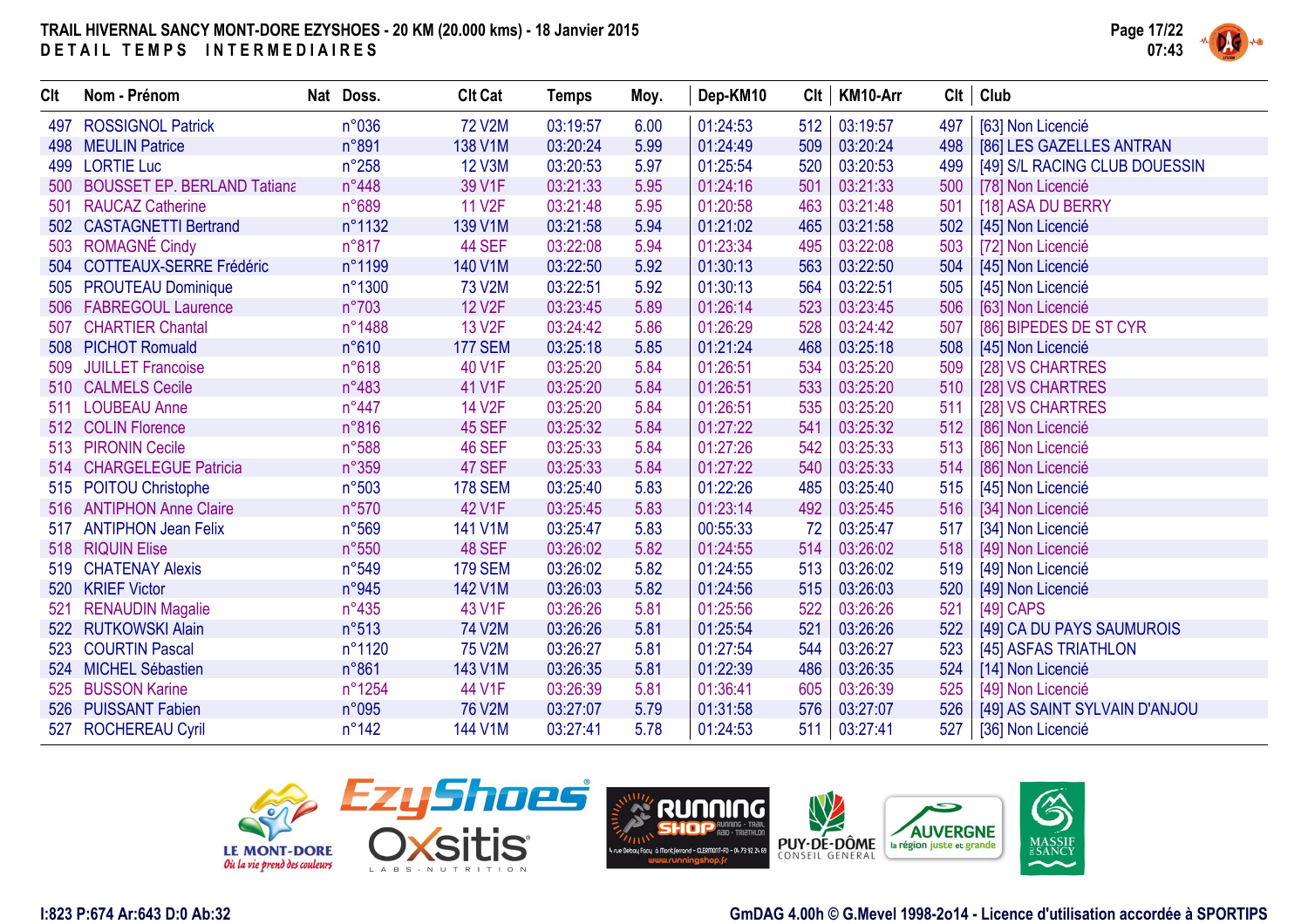# TRAIL HIVERNAL SANCY MONT-DORE EZYSHOES - 20 KM (20.000 kms) - 18 Janvier 2015

## DETAIL TEMPS INTERMEDIAIRES

| Clt | Nom - Prénom | Nat | Doss. | Clt Cat | Temps | Moy. | Dep-KM10 | Clt | KM10-Arr | Clt | Club |
|---|---|---|---|---|---|---|---|---|---|---|---|
| 497 | ROSSIGNOL Patrick | | n°036 | 72 V2M | 03:19:57 | 6.00 | 01:24:53 | 512 | 03:19:57 | 497 | [63] Non Licencié |
| 498 | MEULIN Patrice | | n°891 | 138 V1M | 03:20:24 | 5.99 | 01:24:49 | 509 | 03:20:24 | 498 | [86] LES GAZELLES ANTRAN |
| 499 | LORTIE Luc | | n°258 | 12 V3M | 03:20:53 | 5.97 | 01:25:54 | 520 | 03:20:53 | 499 | [49] S/L RACING CLUB DOUESSIN |
| 500 | BOUSSET EP. BERLAND Tatiana | | n°448 | 39 V1F | 03:21:33 | 5.95 | 01:24:16 | 501 | 03:21:33 | 500 | [78] Non Licencié |
| 501 | RAUCAZ Catherine | | n°689 | 11 V2F | 03:21:48 | 5.95 | 01:20:58 | 463 | 03:21:48 | 501 | [18] ASA DU BERRY |
| 502 | CASTAGNETTI Bertrand | | n°1132 | 139 V1M | 03:21:58 | 5.94 | 01:21:02 | 465 | 03:21:58 | 502 | [45] Non Licencié |
| 503 | ROMAGNÉ Cindy | | n°817 | 44 SEF | 03:22:08 | 5.94 | 01:23:34 | 495 | 03:22:08 | 503 | [72] Non Licencié |
| 504 | COTTEAUX-SERRE Frédéric | | n°1199 | 140 V1M | 03:22:50 | 5.92 | 01:30:13 | 563 | 03:22:50 | 504 | [45] Non Licencié |
| 505 | PROUTEAU Dominique | | n°1300 | 73 V2M | 03:22:51 | 5.92 | 01:30:13 | 564 | 03:22:51 | 505 | [45] Non Licencié |
| 506 | FABREGOUL Laurence | | n°703 | 12 V2F | 03:23:45 | 5.89 | 01:26:14 | 523 | 03:23:45 | 506 | [63] Non Licencié |
| 507 | CHARTIER Chantal | | n°1488 | 13 V2F | 03:24:42 | 5.86 | 01:26:29 | 528 | 03:24:42 | 507 | [86] BIPEDES DE ST CYR |
| 508 | PICHOT Romuald | | n°610 | 177 SEM | 03:25:18 | 5.85 | 01:21:24 | 468 | 03:25:18 | 508 | [45] Non Licencié |
| 509 | JUILLET Francoise | | n°618 | 40 V1F | 03:25:20 | 5.84 | 01:26:51 | 534 | 03:25:20 | 509 | [28] VS CHARTRES |
| 510 | CALMELS Cecile | | n°483 | 41 V1F | 03:25:20 | 5.84 | 01:26:51 | 533 | 03:25:20 | 510 | [28] VS CHARTRES |
| 511 | LOUBEAU Anne | | n°447 | 14 V2F | 03:25:20 | 5.84 | 01:26:51 | 535 | 03:25:20 | 511 | [28] VS CHARTRES |
| 512 | COLIN Florence | | n°816 | 45 SEF | 03:25:32 | 5.84 | 01:27:22 | 541 | 03:25:32 | 512 | [86] Non Licencié |
| 513 | PIRONIN Cecile | | n°588 | 46 SEF | 03:25:33 | 5.84 | 01:27:26 | 542 | 03:25:33 | 513 | [86] Non Licencié |
| 514 | CHARGELEGUE Patricia | | n°359 | 47 SEF | 03:25:33 | 5.84 | 01:27:22 | 540 | 03:25:33 | 514 | [86] Non Licencié |
| 515 | POITOU Christophe | | n°503 | 178 SEM | 03:25:40 | 5.83 | 01:22:26 | 485 | 03:25:40 | 515 | [45] Non Licencié |
| 516 | ANTIPHON Anne Claire | | n°570 | 42 V1F | 03:25:45 | 5.83 | 01:23:14 | 492 | 03:25:45 | 516 | [34] Non Licencié |
| 517 | ANTIPHON Jean Felix | | n°569 | 141 V1M | 03:25:47 | 5.83 | 00:55:33 | 72 | 03:25:47 | 517 | [34] Non Licencié |
| 518 | RIQUIN Elise | | n°550 | 48 SEF | 03:26:02 | 5.82 | 01:24:55 | 514 | 03:26:02 | 518 | [49] Non Licencié |
| 519 | CHATENAY Alexis | | n°549 | 179 SEM | 03:26:02 | 5.82 | 01:24:55 | 513 | 03:26:02 | 519 | [49] Non Licencié |
| 520 | KRIEF Victor | | n°945 | 142 V1M | 03:26:03 | 5.82 | 01:24:56 | 515 | 03:26:03 | 520 | [49] Non Licencié |
| 521 | RENAUDIN Magalie | | n°435 | 43 V1F | 03:26:26 | 5.81 | 01:25:56 | 522 | 03:26:26 | 521 | [49] CAPS |
| 522 | RUTKOWSKI Alain | | n°513 | 74 V2M | 03:26:26 | 5.81 | 01:25:54 | 521 | 03:26:26 | 522 | [49] CA DU PAYS SAUMUROIS |
| 523 | COURTIN Pascal | | n°1120 | 75 V2M | 03:26:27 | 5.81 | 01:27:54 | 544 | 03:26:27 | 523 | [45] ASFAS TRIATHLON |
| 524 | MICHEL Sébastien | | n°861 | 143 V1M | 03:26:35 | 5.81 | 01:22:39 | 486 | 03:26:35 | 524 | [14] Non Licencié |
| 525 | BUSSON Karine | | n°1254 | 44 V1F | 03:26:39 | 5.81 | 01:36:41 | 605 | 03:26:39 | 525 | [49] Non Licencié |
| 526 | PUISSANT Fabien | | n°095 | 76 V2M | 03:27:07 | 5.79 | 01:31:58 | 576 | 03:27:07 | 526 | [49] AS SAINT SYLVAIN D'ANJOU |
| 527 | ROCHEREAU Cyril | | n°142 | 144 V1M | 03:27:41 | 5.78 | 01:24:53 | 511 | 03:27:41 | 527 | [36] Non Licencié |

I:823 P:674 Ar:643 D:0 Ab:32

GmDAG 4.00h © G.Mevel 1998-2o14 - Licence d'utilisation accordée à SPORTIPS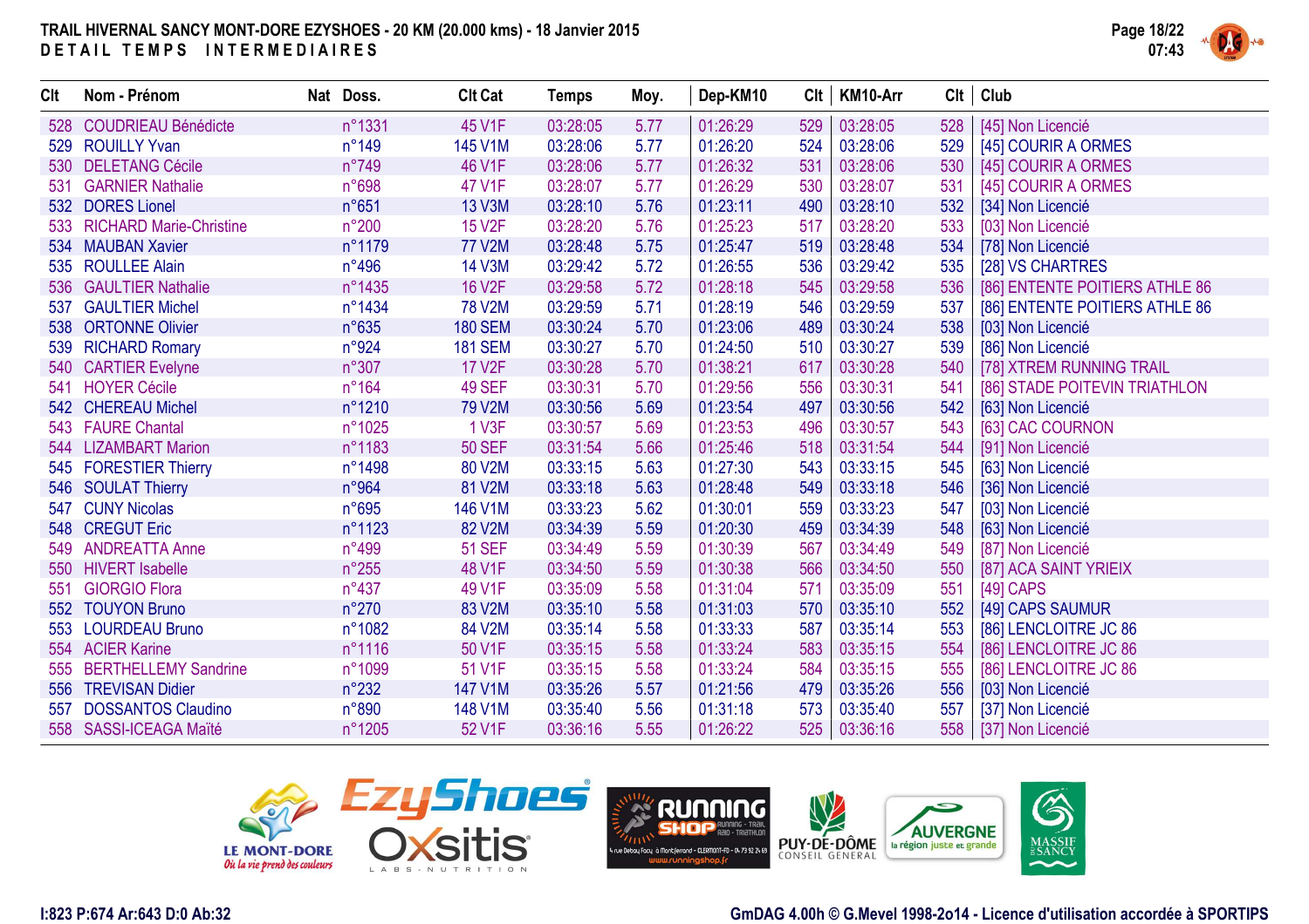# TRAIL HIVERNAL SANCY MONT-DORE EZYSHOES - 20 KM (20.000 kms) - 18 Janvier 2015

## DETAIL TEMPS INTERMEDIAIRES

| Clt | Nom - Prénom | Nat | Doss. | Clt Cat | Temps | Moy. | Dep-KM10 | Clt | KM10-Arr | Clt | Club |
|---|---|---|---|---|---|---|---|---|---|---|---|
| 528 | COUDRIEAU Bénédicte | | n°1331 | 45 V1F | 03:28:05 | 5.77 | 01:26:29 | 529 | 03:28:05 | 528 | [45] Non Licencié |
| 529 | ROUILLY Yvan | | n°149 | 145 V1M | 03:28:06 | 5.77 | 01:26:20 | 524 | 03:28:06 | 529 | [45] COURIR A ORMES |
| 530 | DELETANG Cécile | | n°749 | 46 V1F | 03:28:06 | 5.77 | 01:26:32 | 531 | 03:28:06 | 530 | [45] COURIR A ORMES |
| 531 | GARNIER Nathalie | | n°698 | 47 V1F | 03:28:07 | 5.77 | 01:26:29 | 530 | 03:28:07 | 531 | [45] COURIR A ORMES |
| 532 | DORES Lionel | | n°651 | 13 V3M | 03:28:10 | 5.76 | 01:23:11 | 490 | 03:28:10 | 532 | [34] Non Licencié |
| 533 | RICHARD Marie-Christine | | n°200 | 15 V2F | 03:28:20 | 5.76 | 01:25:23 | 517 | 03:28:20 | 533 | [03] Non Licencié |
| 534 | MAUBAN Xavier | | n°1179 | 77 V2M | 03:28:48 | 5.75 | 01:25:47 | 519 | 03:28:48 | 534 | [78] Non Licencié |
| 535 | ROULLEE Alain | | n°496 | 14 V3M | 03:29:42 | 5.72 | 01:26:55 | 536 | 03:29:42 | 535 | [28] VS CHARTRES |
| 536 | GAULTIER Nathalie | | n°1435 | 16 V2F | 03:29:58 | 5.72 | 01:28:18 | 545 | 03:29:58 | 536 | [86] ENTENTE POITIERS ATHLE 86 |
| 537 | GAULTIER Michel | | n°1434 | 78 V2M | 03:29:59 | 5.71 | 01:28:19 | 546 | 03:29:59 | 537 | [86] ENTENTE POITIERS ATHLE 86 |
| 538 | ORTONNE Olivier | | n°635 | 180 SEM | 03:30:24 | 5.70 | 01:23:06 | 489 | 03:30:24 | 538 | [03] Non Licencié |
| 539 | RICHARD Romary | | n°924 | 181 SEM | 03:30:27 | 5.70 | 01:24:50 | 510 | 03:30:27 | 539 | [86] Non Licencié |
| 540 | CARTIER Evelyne | | n°307 | 17 V2F | 03:30:28 | 5.70 | 01:38:21 | 617 | 03:30:28 | 540 | [78] XTREM RUNNING TRAIL |
| 541 | HOYER Cécile | | n°164 | 49 SEF | 03:30:31 | 5.70 | 01:29:56 | 556 | 03:30:31 | 541 | [86] STADE POITEVIN TRIATHLON |
| 542 | CHEREAU Michel | | n°1210 | 79 V2M | 03:30:56 | 5.69 | 01:23:54 | 497 | 03:30:56 | 542 | [63] Non Licencié |
| 543 | FAURE Chantal | | n°1025 | 1 V3F | 03:30:57 | 5.69 | 01:23:53 | 496 | 03:30:57 | 543 | [63] CAC COURNON |
| 544 | LIZAMBART Marion | | n°1183 | 50 SEF | 03:31:54 | 5.66 | 01:25:46 | 518 | 03:31:54 | 544 | [91] Non Licencié |
| 545 | FORESTIER Thierry | | n°1498 | 80 V2M | 03:33:15 | 5.63 | 01:27:30 | 543 | 03:33:15 | 545 | [63] Non Licencié |
| 546 | SOULAT Thierry | | n°964 | 81 V2M | 03:33:18 | 5.63 | 01:28:48 | 549 | 03:33:18 | 546 | [36] Non Licencié |
| 547 | CUNY Nicolas | | n°695 | 146 V1M | 03:33:23 | 5.62 | 01:30:01 | 559 | 03:33:23 | 547 | [03] Non Licencié |
| 548 | CREGUT Eric | | n°1123 | 82 V2M | 03:34:39 | 5.59 | 01:20:30 | 459 | 03:34:39 | 548 | [63] Non Licencié |
| 549 | ANDREATTA Anne | | n°499 | 51 SEF | 03:34:49 | 5.59 | 01:30:39 | 567 | 03:34:49 | 549 | [87] Non Licencié |
| 550 | HIVERT Isabelle | | n°255 | 48 V1F | 03:34:50 | 5.59 | 01:30:38 | 566 | 03:34:50 | 550 | [87] ACA SAINT YRIEIX |
| 551 | GIORGIO Flora | | n°437 | 49 V1F | 03:35:09 | 5.58 | 01:31:04 | 571 | 03:35:09 | 551 | [49] CAPS |
| 552 | TOUYON Bruno | | n°270 | 83 V2M | 03:35:10 | 5.58 | 01:31:03 | 570 | 03:35:10 | 552 | [49] CAPS SAUMUR |
| 553 | LOURDEAU Bruno | | n°1082 | 84 V2M | 03:35:14 | 5.58 | 01:33:33 | 587 | 03:35:14 | 553 | [86] LENCLOITRE JC 86 |
| 554 | ACIER Karine | | n°1116 | 50 V1F | 03:35:15 | 5.58 | 01:33:24 | 583 | 03:35:15 | 554 | [86] LENCLOITRE JC 86 |
| 555 | BERTHELLEMY Sandrine | | n°1099 | 51 V1F | 03:35:15 | 5.58 | 01:33:24 | 584 | 03:35:15 | 555 | [86] LENCLOITRE JC 86 |
| 556 | TREVISAN Didier | | n°232 | 147 V1M | 03:35:26 | 5.57 | 01:21:56 | 479 | 03:35:26 | 556 | [03] Non Licencié |
| 557 | DOSSANTOS Claudino | | n°890 | 148 V1M | 03:35:40 | 5.56 | 01:31:18 | 573 | 03:35:40 | 557 | [37] Non Licencié |
| 558 | SASSI-ICEAGA Maïté | | n°1205 | 52 V1F | 03:36:16 | 5.55 | 01:26:22 | 525 | 03:36:16 | 558 | [37] Non Licencié |

I:823 P:674 Ar:643 D:0 Ab:32

GmDAG 4.00h © G.Mevel 1998-2o14 - Licence d'utilisation accordée à SPORTIPS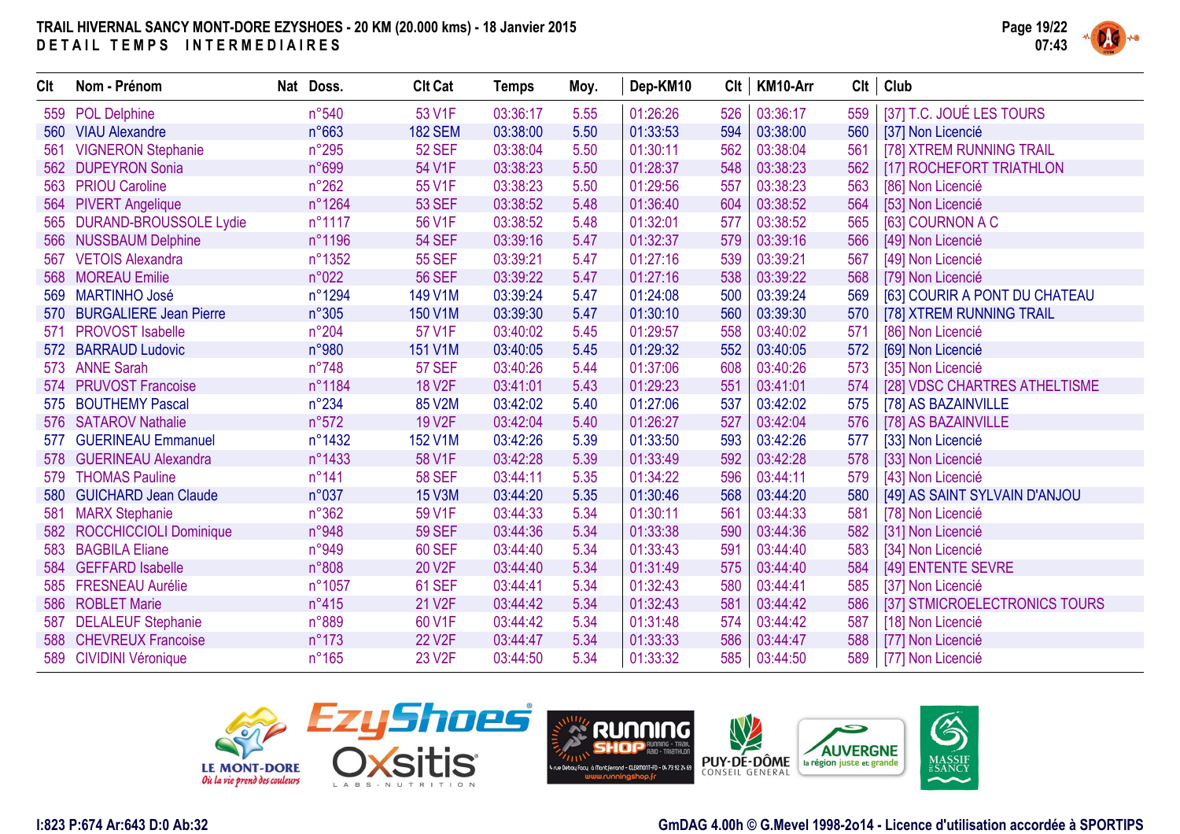# TRAIL HIVERNAL SANCY MONT-DORE EZYSHOES - 20 KM (20.000 kms) - 18 Janvier 2015

## DETAIL TEMPS INTERMEDIAIRES

| Clt | Nom - Prénom | Nat | Doss. | Clt Cat | Temps | Moy. | Dep-KM10 | Clt | KM10-Arr | Clt | Club |
|---|---|---|---|---|---|---|---|---|---|---|---|
| 559 | POL Delphine | | n°540 | 53 V1F | 03:36:17 | 5.55 | 01:26:26 | 526 | 03:36:17 | 559 | [37] T.C. JOUÉ LES TOURS |
| 560 | VIAU Alexandre | | n°663 | 182 SEM | 03:38:00 | 5.50 | 01:33:53 | 594 | 03:38:00 | 560 | [37] Non Licencié |
| 561 | VIGNERON Stephanie | | n°295 | 52 SEF | 03:38:04 | 5.50 | 01:30:11 | 562 | 03:38:04 | 561 | [78] XTREM RUNNING TRAIL |
| 562 | DUPEYRON Sonia | | n°699 | 54 V1F | 03:38:23 | 5.50 | 01:28:37 | 548 | 03:38:23 | 562 | [17] ROCHEFORT TRIATHLON |
| 563 | PRIOU Caroline | | n°262 | 55 V1F | 03:38:23 | 5.50 | 01:29:56 | 557 | 03:38:23 | 563 | [86] Non Licencié |
| 564 | PIVERT Angelique | | n°1264 | 53 SEF | 03:38:52 | 5.48 | 01:36:40 | 604 | 03:38:52 | 564 | [53] Non Licencié |
| 565 | DURAND-BROUSSOLE Lydie | | n°1117 | 56 V1F | 03:38:52 | 5.48 | 01:32:01 | 577 | 03:38:52 | 565 | [63] COURNON A C |
| 566 | NUSSBAUM Delphine | | n°1196 | 54 SEF | 03:39:16 | 5.47 | 01:32:37 | 579 | 03:39:16 | 566 | [49] Non Licencié |
| 567 | VETOIS Alexandra | | n°1352 | 55 SEF | 03:39:21 | 5.47 | 01:27:16 | 539 | 03:39:21 | 567 | [49] Non Licencié |
| 568 | MOREAU Emilie | | n°022 | 56 SEF | 03:39:22 | 5.47 | 01:27:16 | 538 | 03:39:22 | 568 | [79] Non Licencié |
| 569 | MARTINHO José | | n°1294 | 149 V1M | 03:39:24 | 5.47 | 01:24:08 | 500 | 03:39:24 | 569 | [63] COURIR A PONT DU CHATEAU |
| 570 | BURGALIERE Jean Pierre | | n°305 | 150 V1M | 03:39:30 | 5.47 | 01:30:10 | 560 | 03:39:30 | 570 | [78] XTREM RUNNING TRAIL |
| 571 | PROVOST Isabelle | | n°204 | 57 V1F | 03:40:02 | 5.45 | 01:29:57 | 558 | 03:40:02 | 571 | [86] Non Licencié |
| 572 | BARRAUD Ludovic | | n°980 | 151 V1M | 03:40:05 | 5.45 | 01:29:32 | 552 | 03:40:05 | 572 | [69] Non Licencié |
| 573 | ANNE Sarah | | n°748 | 57 SEF | 03:40:26 | 5.44 | 01:37:06 | 608 | 03:40:26 | 573 | [35] Non Licencié |
| 574 | PRUVOST Francoise | | n°1184 | 18 V2F | 03:41:01 | 5.43 | 01:29:23 | 551 | 03:41:01 | 574 | [28] VDSC CHARTRES ATHELTISME |
| 575 | BOUTHEMY Pascal | | n°234 | 85 V2M | 03:42:02 | 5.40 | 01:27:06 | 537 | 03:42:02 | 575 | [78] AS BAZAINVILLE |
| 576 | SATAROV Nathalie | | n°572 | 19 V2F | 03:42:04 | 5.40 | 01:26:27 | 527 | 03:42:04 | 576 | [78] AS BAZAINVILLE |
| 577 | GUERINEAU Emmanuel | | n°1432 | 152 V1M | 03:42:26 | 5.39 | 01:33:50 | 593 | 03:42:26 | 577 | [33] Non Licencié |
| 578 | GUERINEAU Alexandra | | n°1433 | 58 V1F | 03:42:28 | 5.39 | 01:33:49 | 592 | 03:42:28 | 578 | [33] Non Licencié |
| 579 | THOMAS Pauline | | n°141 | 58 SEF | 03:44:11 | 5.35 | 01:34:22 | 596 | 03:44:11 | 579 | [43] Non Licencié |
| 580 | GUICHARD Jean Claude | | n°037 | 15 V3M | 03:44:20 | 5.35 | 01:30:46 | 568 | 03:44:20 | 580 | [49] AS SAINT SYLVAIN D'ANJOU |
| 581 | MARX Stephanie | | n°362 | 59 V1F | 03:44:33 | 5.34 | 01:30:11 | 561 | 03:44:33 | 581 | [78] Non Licencié |
| 582 | ROCCHICCIOLI Dominique | | n°948 | 59 SEF | 03:44:36 | 5.34 | 01:33:38 | 590 | 03:44:36 | 582 | [31] Non Licencié |
| 583 | BAGBILA Eliane | | n°949 | 60 SEF | 03:44:40 | 5.34 | 01:33:43 | 591 | 03:44:40 | 583 | [34] Non Licencié |
| 584 | GEFFARD Isabelle | | n°808 | 20 V2F | 03:44:40 | 5.34 | 01:31:49 | 575 | 03:44:40 | 584 | [49] ENTENTE SEVRE |
| 585 | FRESNEAU Aurélie | | n°1057 | 61 SEF | 03:44:41 | 5.34 | 01:32:43 | 580 | 03:44:41 | 585 | [37] Non Licencié |
| 586 | ROBLET Marie | | n°415 | 21 V2F | 03:44:42 | 5.34 | 01:32:43 | 581 | 03:44:42 | 586 | [37] STMICROELECTRONICS TOURS |
| 587 | DELALEUF Stephanie | | n°889 | 60 V1F | 03:44:42 | 5.34 | 01:31:48 | 574 | 03:44:42 | 587 | [18] Non Licencié |
| 588 | CHEVREUX Francoise | | n°173 | 22 V2F | 03:44:47 | 5.34 | 01:33:33 | 586 | 03:44:47 | 588 | [77] Non Licencié |
| 589 | CIVIDINI Véronique | | n°165 | 23 V2F | 03:44:50 | 5.34 | 01:33:32 | 585 | 03:44:50 | 589 | [77] Non Licencié |

I:823 P:674 Ar:643 D:0 Ab:32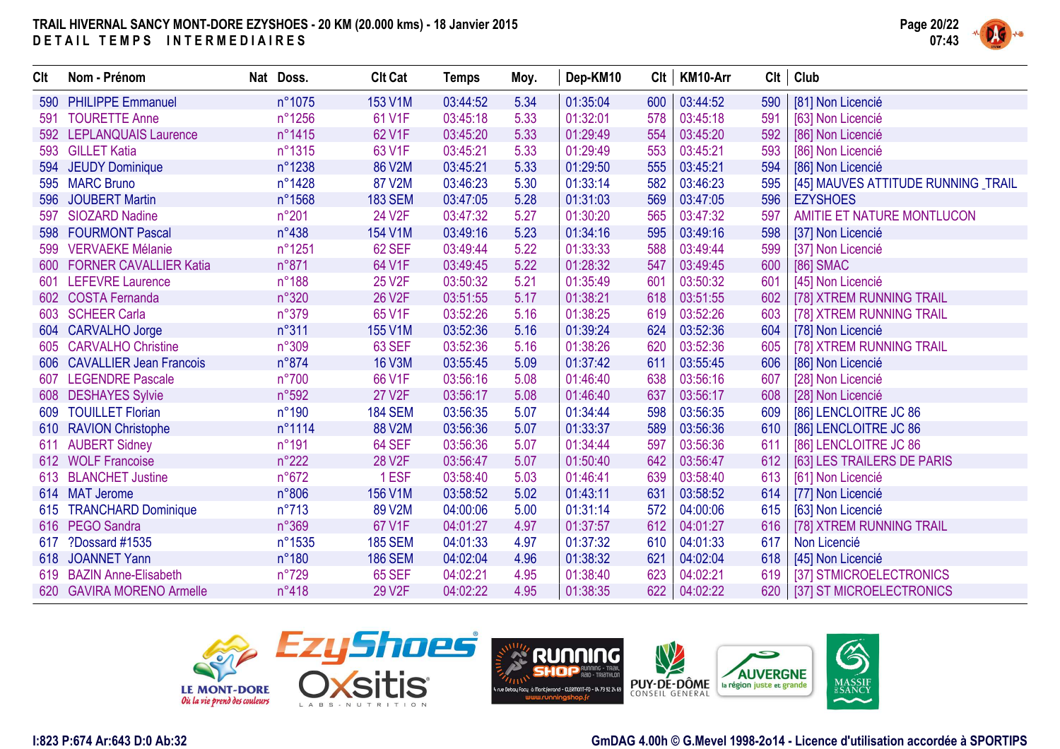# TRAIL HIVERNAL SANCY MONT-DORE EZYSHOES - 20 KM (20.000 kms) - 18 Janvier 2015

## DETAIL TEMPS INTERMEDIAIRES

| Clt | Nom - Prénom | Nat | Doss. | Clt Cat | Temps | Moy. | Dep-KM10 | Clt | KM10-Arr | Clt | Club |
|---|---|---|---|---|---|---|---|---|---|---|---|
| 590 | PHILIPPE Emmanuel | | n°1075 | 153 V1M | 03:44:52 | 5.34 | 01:35:04 | 600 | 03:44:52 | 590 | [81] Non Licencié |
| 591 | TOURETTE Anne | | n°1256 | 61 V1F | 03:45:18 | 5.33 | 01:32:01 | 578 | 03:45:18 | 591 | [63] Non Licencié |
| 592 | LEPLANQUAIS Laurence | | n°1415 | 62 V1F | 03:45:20 | 5.33 | 01:29:49 | 554 | 03:45:20 | 592 | [86] Non Licencié |
| 593 | GILLET Katia | | n°1315 | 63 V1F | 03:45:21 | 5.33 | 01:29:49 | 553 | 03:45:21 | 593 | [86] Non Licencié |
| 594 | JEUDY Dominique | | n°1238 | 86 V2M | 03:45:21 | 5.33 | 01:29:50 | 555 | 03:45:21 | 594 | [86] Non Licencié |
| 595 | MARC Bruno | | n°1428 | 87 V2M | 03:46:23 | 5.30 | 01:33:14 | 582 | 03:46:23 | 595 | [45] MAUVES ATTITUDE RUNNING _TRAIL |
| 596 | JOUBERT Martin | | n°1568 | 183 SEM | 03:47:05 | 5.28 | 01:31:03 | 569 | 03:47:05 | 596 | EZYSHOES |
| 597 | SIOZARD Nadine | | n°201 | 24 V2F | 03:47:32 | 5.27 | 01:30:20 | 565 | 03:47:32 | 597 | AMITIE ET NATURE MONTLUCON |
| 598 | FOURMONT Pascal | | n°438 | 154 V1M | 03:49:16 | 5.23 | 01:34:16 | 595 | 03:49:16 | 598 | [37] Non Licencié |
| 599 | VERVAEKE Mélanie | | n°1251 | 62 SEF | 03:49:44 | 5.22 | 01:33:33 | 588 | 03:49:44 | 599 | [37] Non Licencié |
| 600 | FORNER CAVALLIER Katia | | n°871 | 64 V1F | 03:49:45 | 5.22 | 01:28:32 | 547 | 03:49:45 | 600 | [86] SMAC |
| 601 | LEFEVRE Laurence | | n°188 | 25 V2F | 03:50:32 | 5.21 | 01:35:49 | 601 | 03:50:32 | 601 | [45] Non Licencié |
| 602 | COSTA Fernanda | | n°320 | 26 V2F | 03:51:55 | 5.17 | 01:38:21 | 618 | 03:51:55 | 602 | [78] XTREM RUNNING TRAIL |
| 603 | SCHEER Carla | | n°379 | 65 V1F | 03:52:26 | 5.16 | 01:38:25 | 619 | 03:52:26 | 603 | [78] XTREM RUNNING TRAIL |
| 604 | CARVALHO Jorge | | n°311 | 155 V1M | 03:52:36 | 5.16 | 01:39:24 | 624 | 03:52:36 | 604 | [78] Non Licencié |
| 605 | CARVALHO Christine | | n°309 | 63 SEF | 03:52:36 | 5.16 | 01:38:26 | 620 | 03:52:36 | 605 | [78] XTREM RUNNING TRAIL |
| 606 | CAVALLIER Jean Francois | | n°874 | 16 V3M | 03:55:45 | 5.09 | 01:37:42 | 611 | 03:55:45 | 606 | [86] Non Licencié |
| 607 | LEGENDRE Pascale | | n°700 | 66 V1F | 03:56:16 | 5.08 | 01:46:40 | 638 | 03:56:16 | 607 | [28] Non Licencié |
| 608 | DESHAYES Sylvie | | n°592 | 27 V2F | 03:56:17 | 5.08 | 01:46:40 | 637 | 03:56:17 | 608 | [28] Non Licencié |
| 609 | TOUILLET Florian | | n°190 | 184 SEM | 03:56:35 | 5.07 | 01:34:44 | 598 | 03:56:35 | 609 | [86] LENCLOITRE JC 86 |
| 610 | RAVION Christophe | | n°1114 | 88 V2M | 03:56:36 | 5.07 | 01:33:37 | 589 | 03:56:36 | 610 | [86] LENCLOITRE JC 86 |
| 611 | AUBERT Sidney | | n°191 | 64 SEF | 03:56:36 | 5.07 | 01:34:44 | 597 | 03:56:36 | 611 | [86] LENCLOITRE JC 86 |
| 612 | WOLF Francoise | | n°222 | 28 V2F | 03:56:47 | 5.07 | 01:50:40 | 642 | 03:56:47 | 612 | [63] LES TRAILERS DE PARIS |
| 613 | BLANCHET Justine | | n°672 | 1 ESF | 03:58:40 | 5.03 | 01:46:41 | 639 | 03:58:40 | 613 | [61] Non Licencié |
| 614 | MAT Jerome | | n°806 | 156 V1M | 03:58:52 | 5.02 | 01:43:11 | 631 | 03:58:52 | 614 | [77] Non Licencié |
| 615 | TRANCHARD Dominique | | n°713 | 89 V2M | 04:00:06 | 5.00 | 01:31:14 | 572 | 04:00:06 | 615 | [63] Non Licencié |
| 616 | PEGO Sandra | | n°369 | 67 V1F | 04:01:27 | 4.97 | 01:37:57 | 612 | 04:01:27 | 616 | [78] XTREM RUNNING TRAIL |
| 617 | ?Dossard #1535 | | n°1535 | 185 SEM | 04:01:33 | 4.97 | 01:37:32 | 610 | 04:01:33 | 617 | Non Licencié |
| 618 | JOANNET Yann | | n°180 | 186 SEM | 04:02:04 | 4.96 | 01:38:32 | 621 | 04:02:04 | 618 | [45] Non Licencié |
| 619 | BAZIN Anne-Elisabeth | | n°729 | 65 SEF | 04:02:21 | 4.95 | 01:38:40 | 623 | 04:02:21 | 619 | [37] STMICROELECTRONICS |
| 620 | GAVIRA MORENO Armelle | | n°418 | 29 V2F | 04:02:22 | 4.95 | 01:38:35 | 622 | 04:02:22 | 620 | [37] ST MICROELECTRONICS |

I:823 P:674 Ar:643 D:0 Ab:32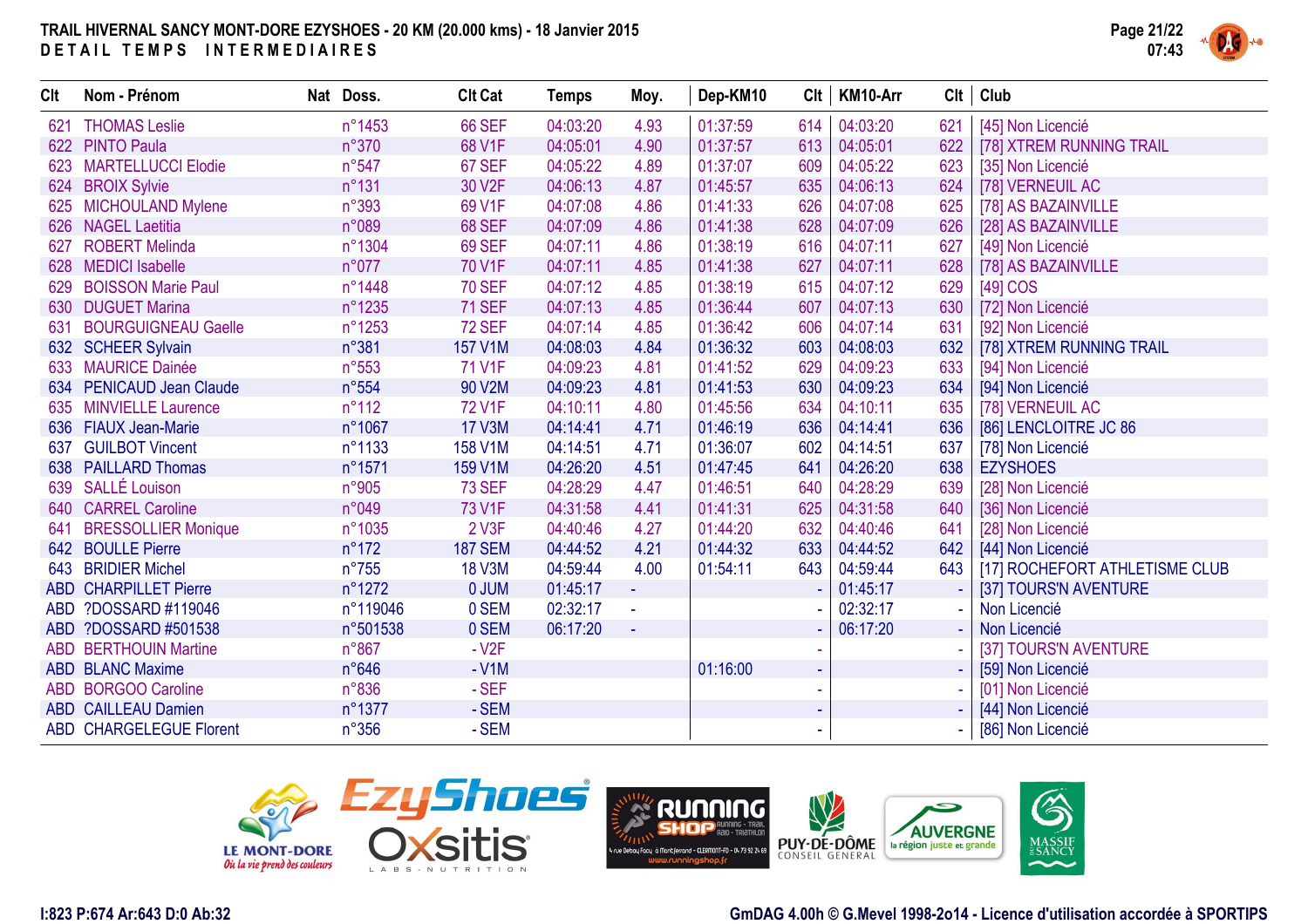**TRAIL HIVERNAL SANCY MONT-DORE EZYSHOES - 20 KM (20.000 kms) - 18 Janvier 2015**
**DETAIL TEMPS INTERMEDIAIRES**

| Clt | Nom - Prénom | Nat | Doss. | Clt Cat | Temps | Moy. | Dep-KM10 | Clt | KM10-Arr | Clt | Club |
|---|---|---|---|---|---|---|---|---|---|---|---|
| 621 | THOMAS Leslie | | n°1453 | 66 SEF | 04:03:20 | 4.93 | 01:37:59 | 614 | 04:03:20 | 621 | [45] Non Licencié |
| 622 | PINTO Paula | | n°370 | 68 V1F | 04:05:01 | 4.90 | 01:37:57 | 613 | 04:05:01 | 622 | [78] XTREM RUNNING TRAIL |
| 623 | MARTELLUCCI Elodie | | n°547 | 67 SEF | 04:05:22 | 4.89 | 01:37:07 | 609 | 04:05:22 | 623 | [35] Non Licencié |
| 624 | BROIX Sylvie | | n°131 | 30 V2F | 04:06:13 | 4.87 | 01:45:57 | 635 | 04:06:13 | 624 | [78] VERNEUIL AC |
| 625 | MICHOULAND Mylene | | n°393 | 69 V1F | 04:07:08 | 4.86 | 01:41:33 | 626 | 04:07:08 | 625 | [78] AS BAZAINVILLE |
| 626 | NAGEL Laetitia | | n°089 | 68 SEF | 04:07:09 | 4.86 | 01:41:38 | 628 | 04:07:09 | 626 | [28] AS BAZAINVILLE |
| 627 | ROBERT Melinda | | n°1304 | 69 SEF | 04:07:11 | 4.86 | 01:38:19 | 616 | 04:07:11 | 627 | [49] Non Licencié |
| 628 | MEDICI Isabelle | | n°077 | 70 V1F | 04:07:11 | 4.85 | 01:41:38 | 627 | 04:07:11 | 628 | [78] AS BAZAINVILLE |
| 629 | BOISSON Marie Paul | | n°1448 | 70 SEF | 04:07:12 | 4.85 | 01:38:19 | 615 | 04:07:12 | 629 | [49] COS |
| 630 | DUGUET Marina | | n°1235 | 71 SEF | 04:07:13 | 4.85 | 01:36:44 | 607 | 04:07:13 | 630 | [72] Non Licencié |
| 631 | BOURGUIGNEAU Gaelle | | n°1253 | 72 SEF | 04:07:14 | 4.85 | 01:36:42 | 606 | 04:07:14 | 631 | [92] Non Licencié |
| 632 | SCHEER Sylvain | | n°381 | 157 V1M | 04:08:03 | 4.84 | 01:36:32 | 603 | 04:08:03 | 632 | [78] XTREM RUNNING TRAIL |
| 633 | MAURICE Dainée | | n°553 | 71 V1F | 04:09:23 | 4.81 | 01:41:52 | 629 | 04:09:23 | 633 | [94] Non Licencié |
| 634 | PENICAUD Jean Claude | | n°554 | 90 V2M | 04:09:23 | 4.81 | 01:41:53 | 630 | 04:09:23 | 634 | [94] Non Licencié |
| 635 | MINVIELLE Laurence | | n°112 | 72 V1F | 04:10:11 | 4.80 | 01:45:56 | 634 | 04:10:11 | 635 | [78] VERNEUIL AC |
| 636 | FIAUX Jean-Marie | | n°1067 | 17 V3M | 04:14:41 | 4.71 | 01:46:19 | 636 | 04:14:41 | 636 | [86] LENCLOITRE JC 86 |
| 637 | GUILBOT Vincent | | n°1133 | 158 V1M | 04:14:51 | 4.71 | 01:36:07 | 602 | 04:14:51 | 637 | [78] Non Licencié |
| 638 | PAILLARD Thomas | | n°1571 | 159 V1M | 04:26:20 | 4.51 | 01:47:45 | 641 | 04:26:20 | 638 | EZYSHOES |
| 639 | SALLÉ Louison | | n°905 | 73 SEF | 04:28:29 | 4.47 | 01:46:51 | 640 | 04:28:29 | 639 | [28] Non Licencié |
| 640 | CARREL Caroline | | n°049 | 73 V1F | 04:31:58 | 4.41 | 01:41:31 | 625 | 04:31:58 | 640 | [36] Non Licencié |
| 641 | BRESSOLLIER Monique | | n°1035 | 2 V3F | 04:40:46 | 4.27 | 01:44:20 | 632 | 04:40:46 | 641 | [28] Non Licencié |
| 642 | BOULLE Pierre | | n°172 | 187 SEM | 04:44:52 | 4.21 | 01:44:32 | 633 | 04:44:52 | 642 | [44] Non Licencié |
| 643 | BRIDIER Michel | | n°755 | 18 V3M | 04:59:44 | 4.00 | 01:54:11 | 643 | 04:59:44 | 643 | [17] ROCHEFORT ATHLETISME CLUB |
| ABD | CHARPILLET Pierre | | n°1272 | 0 JUM | 01:45:17 | - | | - | 01:45:17 | - | [37] TOURS'N AVENTURE |
| ABD | ?DOSSARD #119046 | | n°119046 | 0 SEM | 02:32:17 | - | | - | 02:32:17 | - | Non Licencié |
| ABD | ?DOSSARD #501538 | | n°501538 | 0 SEM | 06:17:20 | - | | - | 06:17:20 | - | Non Licencié |
| ABD | BERTHOUIN Martine | | n°867 | - V2F | | | | - | | - | [37] TOURS'N AVENTURE |
| ABD | BLANC Maxime | | n°646 | - V1M | | | 01:16:00 | - | | - | [59] Non Licencié |
| ABD | BORGOO Caroline | | n°836 | - SEF | | | | - | | - | [01] Non Licencié |
| ABD | CAILLEAU Damien | | n°1377 | - SEM | | | | - | | - | [44] Non Licencié |
| ABD | CHARGELEGUE Florent | | n°356 | - SEM | | | | - | | - | [86] Non Licencié |

I:823 P:674 Ar:643 D:0 Ab:32

GmDAG 4.00h © G.Mevel 1998-2o14 - Licence d'utilisation accordée à SPORTIPS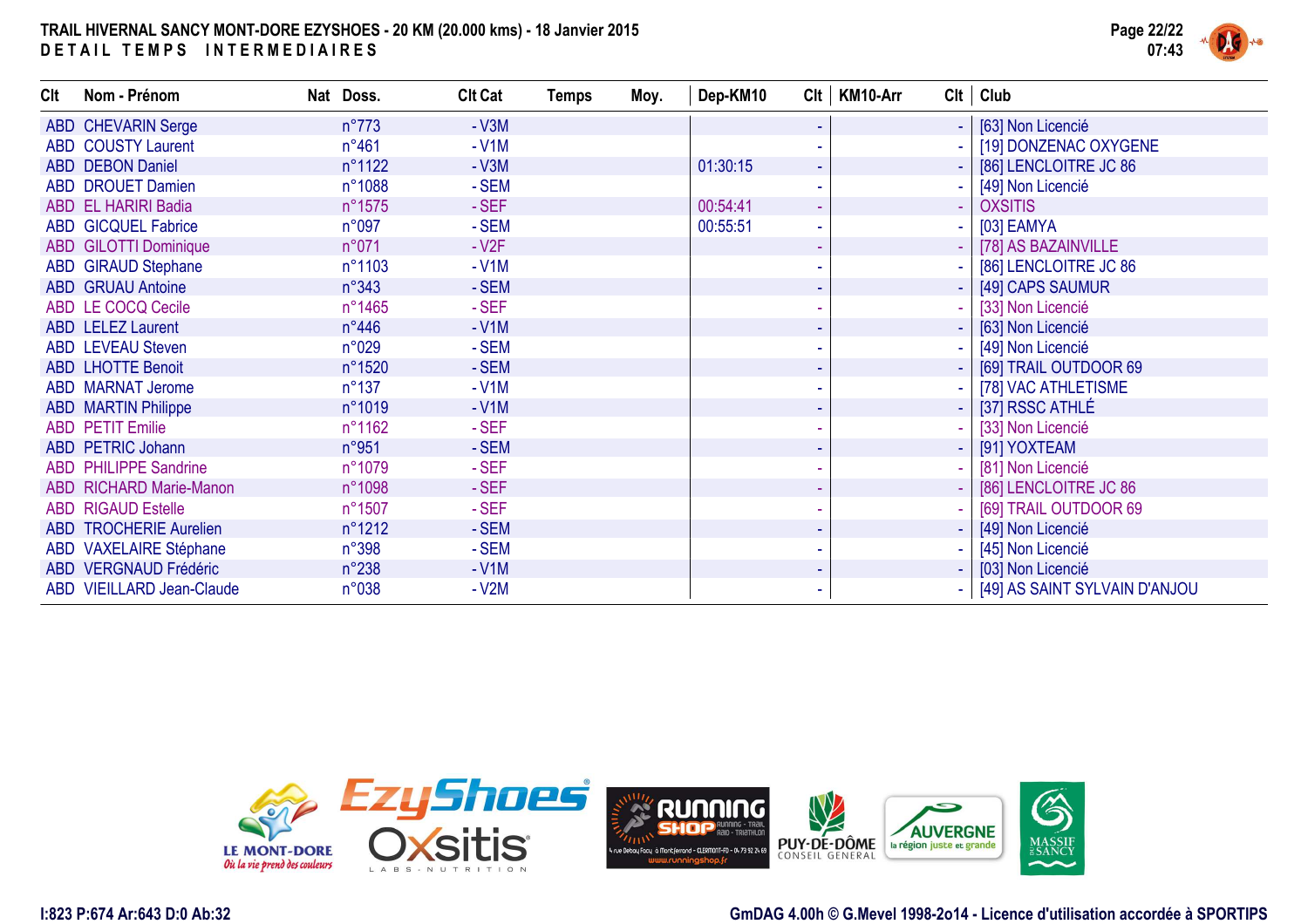**TRAIL HIVERNAL SANCY MONT-DORE EZYSHOES - 20 KM (20.000 kms) - 18 Janvier 2015**

**DETAIL TEMPS INTERMEDIAIRES**

| Clt | Nom - Prénom | Nat | Doss. | Clt Cat | Temps | Moy. | Dep-KM10 | Clt | KM10-Arr | Clt | Club |
|---|---|---|---|---|---|---|---|---|---|---|---|
| ABD | CHEVARIN Serge | | n°773 | - V3M | | | | - | | - | [63] Non Licencié |
| ABD | COUSTY Laurent | | n°461 | - V1M | | | | - | | - | [19] DONZENAC OXYGENE |
| ABD | DEBON Daniel | | n°1122 | - V3M | | | 01:30:15 | - | | - | [86] LENCLOITRE JC 86 |
| ABD | DROUET Damien | | n°1088 | - SEM | | | | - | | - | [49] Non Licencié |
| ABD | EL HARIRI Badia | | n°1575 | - SEF | | | 00:54:41 | - | | - | OXSITIS |
| ABD | GICQUEL Fabrice | | n°097 | - SEM | | | 00:55:51 | - | | - | [03] EAMYA |
| ABD | GILOTTI Dominique | | n°071 | - V2F | | | | - | | - | [78] AS BAZAINVILLE |
| ABD | GIRAUD Stephane | | n°1103 | - V1M | | | | - | | - | [86] LENCLOITRE JC 86 |
| ABD | GRUAU Antoine | | n°343 | - SEM | | | | - | | - | [49] CAPS SAUMUR |
| ABD | LE COCQ Cecile | | n°1465 | - SEF | | | | - | | - | [33] Non Licencié |
| ABD | LELEZ Laurent | | n°446 | - V1M | | | | - | | - | [63] Non Licencié |
| ABD | LEVEAU Steven | | n°029 | - SEM | | | | - | | - | [49] Non Licencié |
| ABD | LHOTTE Benoit | | n°1520 | - SEM | | | | - | | - | [69] TRAIL OUTDOOR 69 |
| ABD | MARNAT Jerome | | n°137 | - V1M | | | | - | | - | [78] VAC ATHLETISME |
| ABD | MARTIN Philippe | | n°1019 | - V1M | | | | - | | - | [37] RSSC ATHLÉ |
| ABD | PETIT Emilie | | n°1162 | - SEF | | | | - | | - | [33] Non Licencié |
| ABD | PETRIC Johann | | n°951 | - SEM | | | | - | | - | [91] YOXTEAM |
| ABD | PHILIPPE Sandrine | | n°1079 | - SEF | | | | - | | - | [81] Non Licencié |
| ABD | RICHARD Marie-Manon | | n°1098 | - SEF | | | | - | | - | [86] LENCLOITRE JC 86 |
| ABD | RIGAUD Estelle | | n°1507 | - SEF | | | | - | | - | [69] TRAIL OUTDOOR 69 |
| ABD | TROCHERIE Aurelien | | n°1212 | - SEM | | | | - | | - | [49] Non Licencié |
| ABD | VAXELAIRE Stéphane | | n°398 | - SEM | | | | - | | - | [45] Non Licencié |
| ABD | VERGNAUD Frédéric | | n°238 | - V1M | | | | - | | - | [03] Non Licencié |
| ABD | VIEILLARD Jean-Claude | | n°038 | - V2M | | | | - | | - | [49] AS SAINT SYLVAIN D'ANJOU |

I:823 P:674 Ar:643 D:0 Ab:32

GmDAG 4.00h © G.Mevel 1998-2o14 - Licence d'utilisation accordée à SPORTIPS